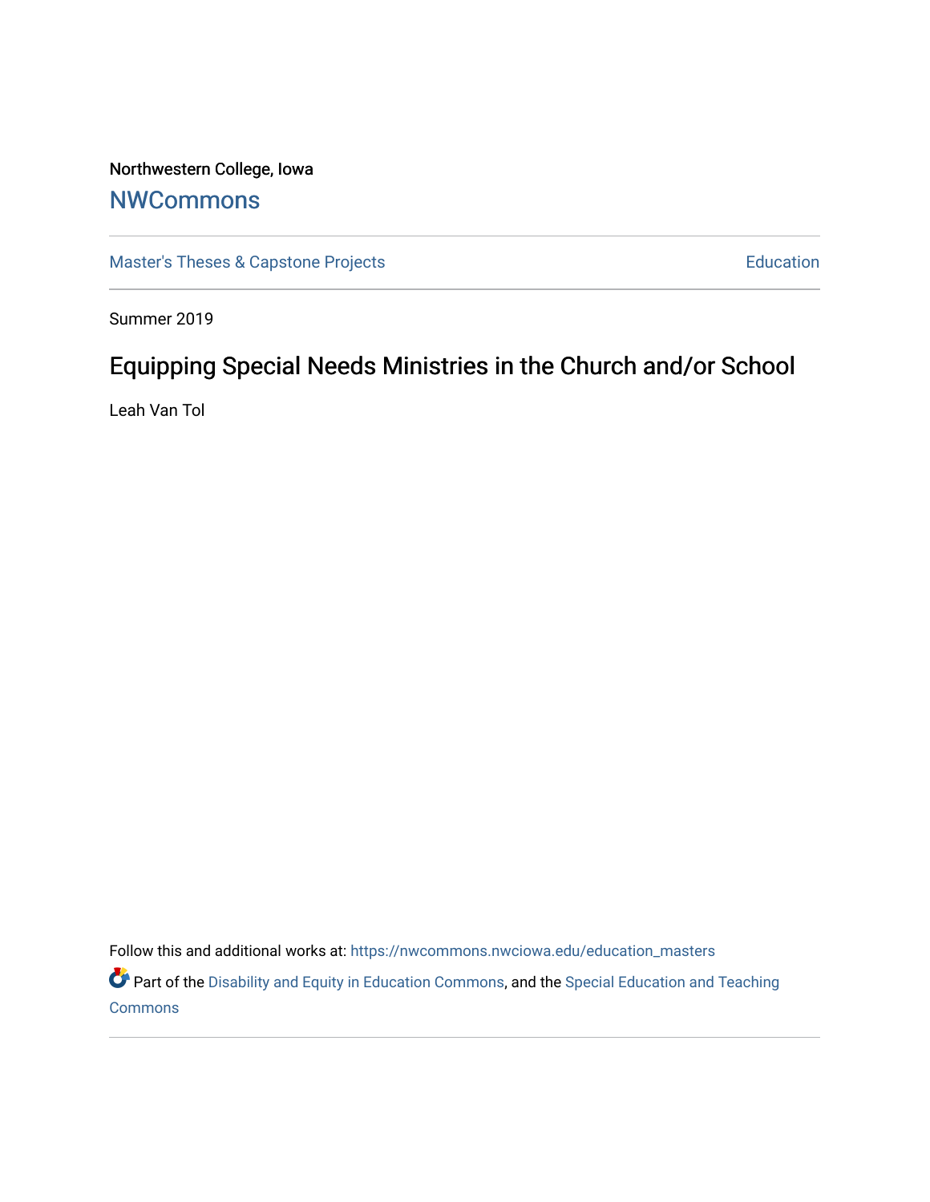Northwestern College, Iowa

# NWCommons

Master's Theses & Capstone Projects

Education

Summer 2019

## Equipping Special Needs Ministries in the Church and/or School

Leah Van Tol

Follow this and additional works at: https://nwcommons.nwciowa.edu/education_masters

Part of the Disability and Equity in Education Commons, and the Special Education and Teaching Commons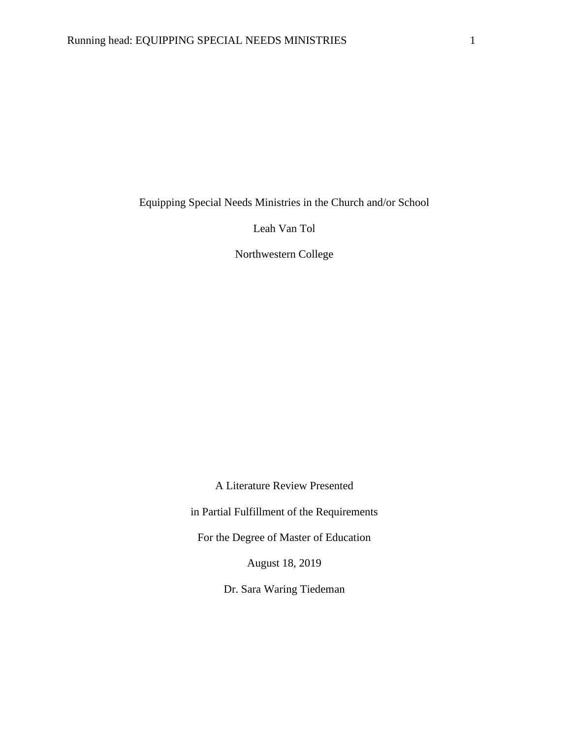Equipping Special Needs Ministries in the Church and/or School

Leah Van Tol

Northwestern College

A Literature Review Presented

in Partial Fulfillment of the Requirements

For the Degree of Master of Education

August 18, 2019

Dr. Sara Waring Tiedeman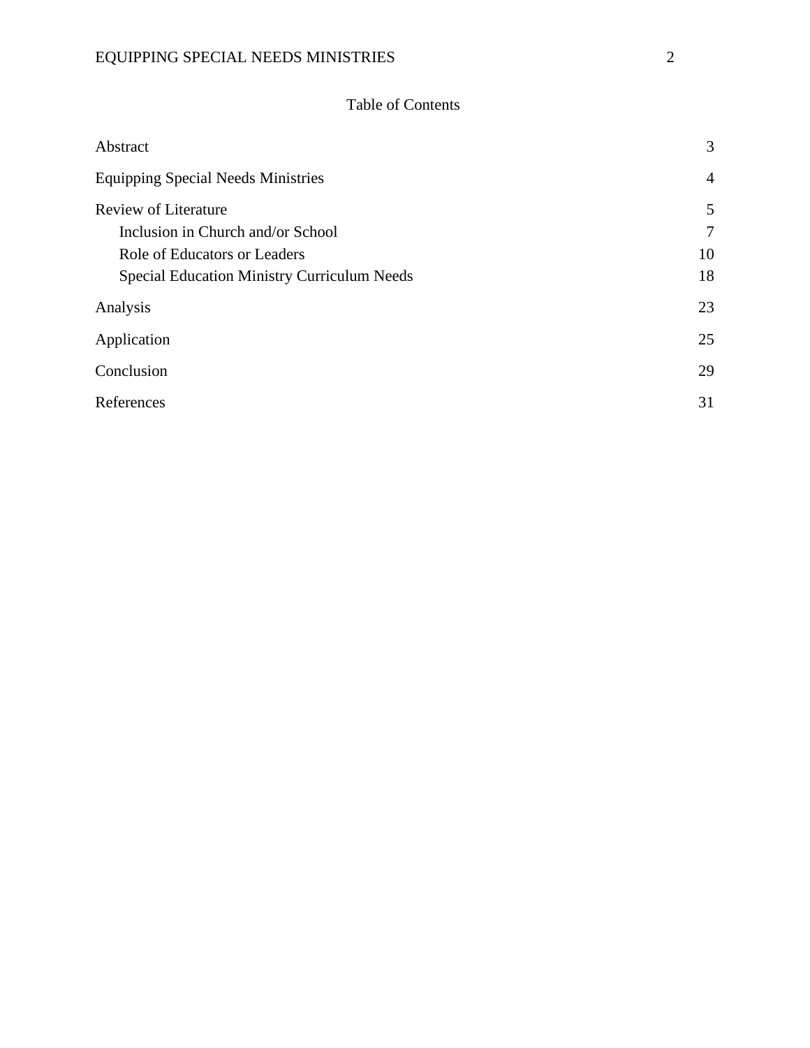# Table of Contents

| | |
|---|---|
| Abstract | 3 |
| Equipping Special Needs Ministries | 4 |
| Review of Literature | 5 |
| Inclusion in Church and/or School | 7 |
| Role of Educators or Leaders | 10 |
| Special Education Ministry Curriculum Needs | 18 |
| Analysis | 23 |
| Application | 25 |
| Conclusion | 29 |
| References | 31 |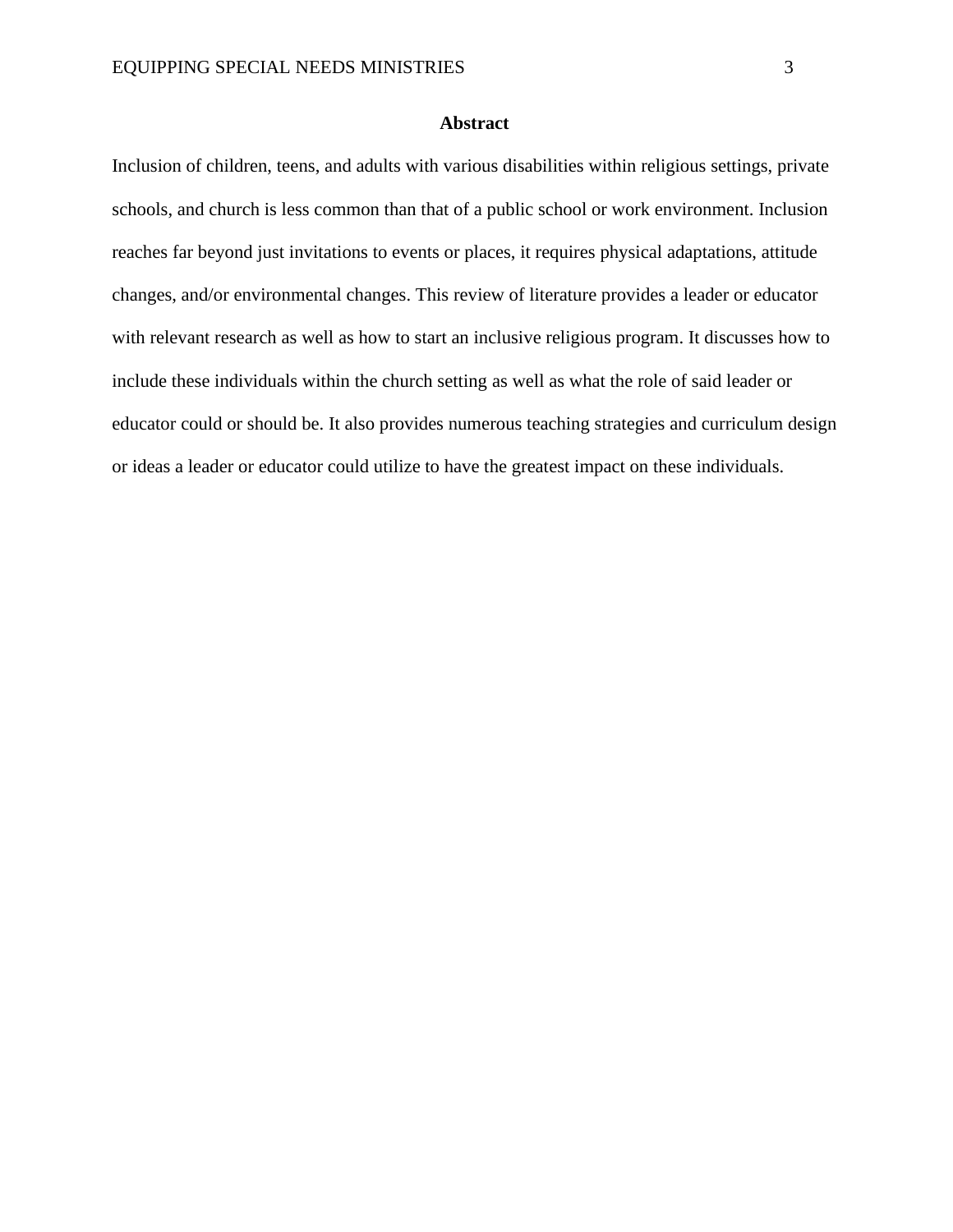## Abstract

Inclusion of children, teens, and adults with various disabilities within religious settings, private schools, and church is less common than that of a public school or work environment. Inclusion reaches far beyond just invitations to events or places, it requires physical adaptations, attitude changes, and/or environmental changes. This review of literature provides a leader or educator with relevant research as well as how to start an inclusive religious program. It discusses how to include these individuals within the church setting as well as what the role of said leader or educator could or should be. It also provides numerous teaching strategies and curriculum design or ideas a leader or educator could utilize to have the greatest impact on these individuals.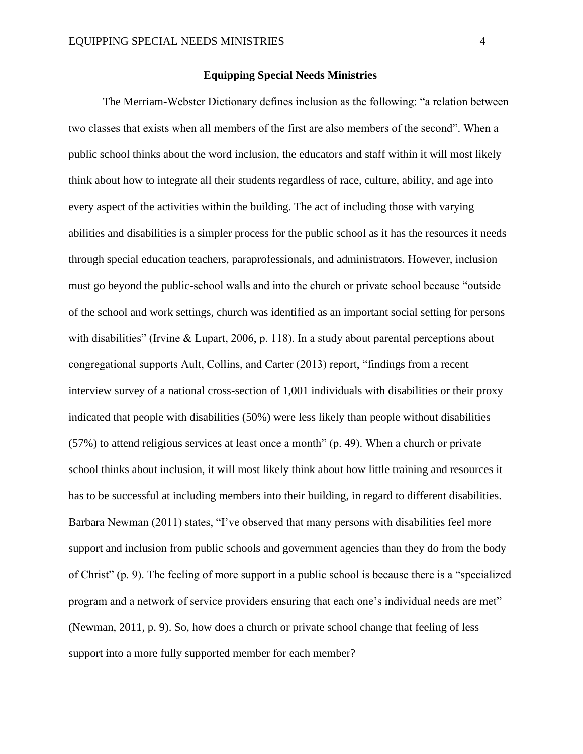# Equipping Special Needs Ministries

The Merriam-Webster Dictionary defines inclusion as the following: “a relation between two classes that exists when all members of the first are also members of the second”. When a public school thinks about the word inclusion, the educators and staff within it will most likely think about how to integrate all their students regardless of race, culture, ability, and age into every aspect of the activities within the building. The act of including those with varying abilities and disabilities is a simpler process for the public school as it has the resources it needs through special education teachers, paraprofessionals, and administrators. However, inclusion must go beyond the public-school walls and into the church or private school because “outside of the school and work settings, church was identified as an important social setting for persons with disabilities” (Irvine & Lupart, 2006, p. 118). In a study about parental perceptions about congregational supports Ault, Collins, and Carter (2013) report, “findings from a recent interview survey of a national cross-section of 1,001 individuals with disabilities or their proxy indicated that people with disabilities (50%) were less likely than people without disabilities (57%) to attend religious services at least once a month” (p. 49). When a church or private school thinks about inclusion, it will most likely think about how little training and resources it has to be successful at including members into their building, in regard to different disabilities. Barbara Newman (2011) states, “I’ve observed that many persons with disabilities feel more support and inclusion from public schools and government agencies than they do from the body of Christ” (p. 9). The feeling of more support in a public school is because there is a “specialized program and a network of service providers ensuring that each one’s individual needs are met” (Newman, 2011, p. 9). So, how does a church or private school change that feeling of less support into a more fully supported member for each member?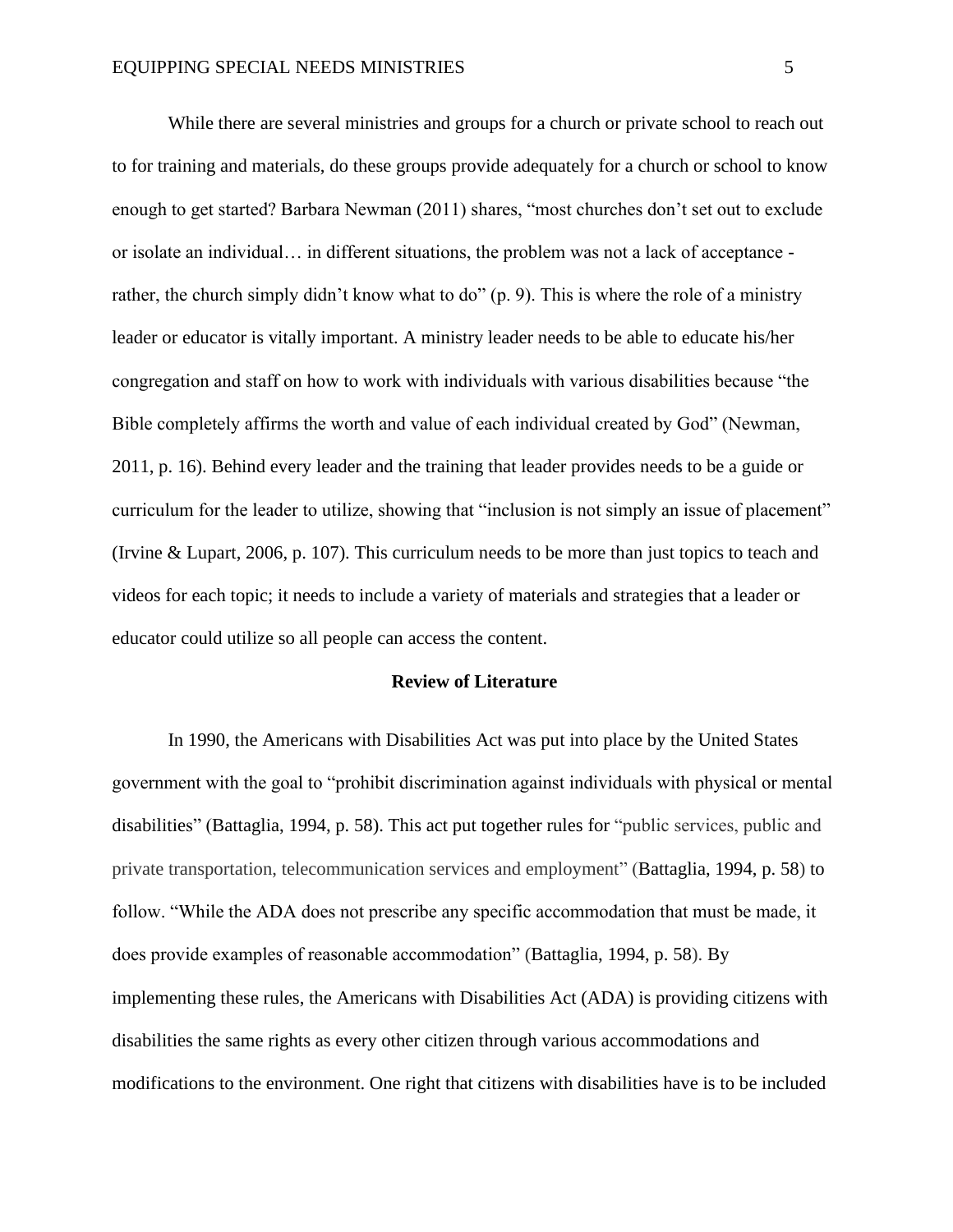While there are several ministries and groups for a church or private school to reach out to for training and materials, do these groups provide adequately for a church or school to know enough to get started? Barbara Newman (2011) shares, "most churches don't set out to exclude or isolate an individual… in different situations, the problem was not a lack of acceptance - rather, the church simply didn't know what to do" (p. 9). This is where the role of a ministry leader or educator is vitally important. A ministry leader needs to be able to educate his/her congregation and staff on how to work with individuals with various disabilities because "the Bible completely affirms the worth and value of each individual created by God" (Newman, 2011, p. 16). Behind every leader and the training that leader provides needs to be a guide or curriculum for the leader to utilize, showing that "inclusion is not simply an issue of placement" (Irvine & Lupart, 2006, p. 107). This curriculum needs to be more than just topics to teach and videos for each topic; it needs to include a variety of materials and strategies that a leader or educator could utilize so all people can access the content.

## Review of Literature

In 1990, the Americans with Disabilities Act was put into place by the United States government with the goal to "prohibit discrimination against individuals with physical or mental disabilities" (Battaglia, 1994, p. 58). This act put together rules for "public services, public and private transportation, telecommunication services and employment" (Battaglia, 1994, p. 58) to follow. "While the ADA does not prescribe any specific accommodation that must be made, it does provide examples of reasonable accommodation" (Battaglia, 1994, p. 58). By implementing these rules, the Americans with Disabilities Act (ADA) is providing citizens with disabilities the same rights as every other citizen through various accommodations and modifications to the environment. One right that citizens with disabilities have is to be included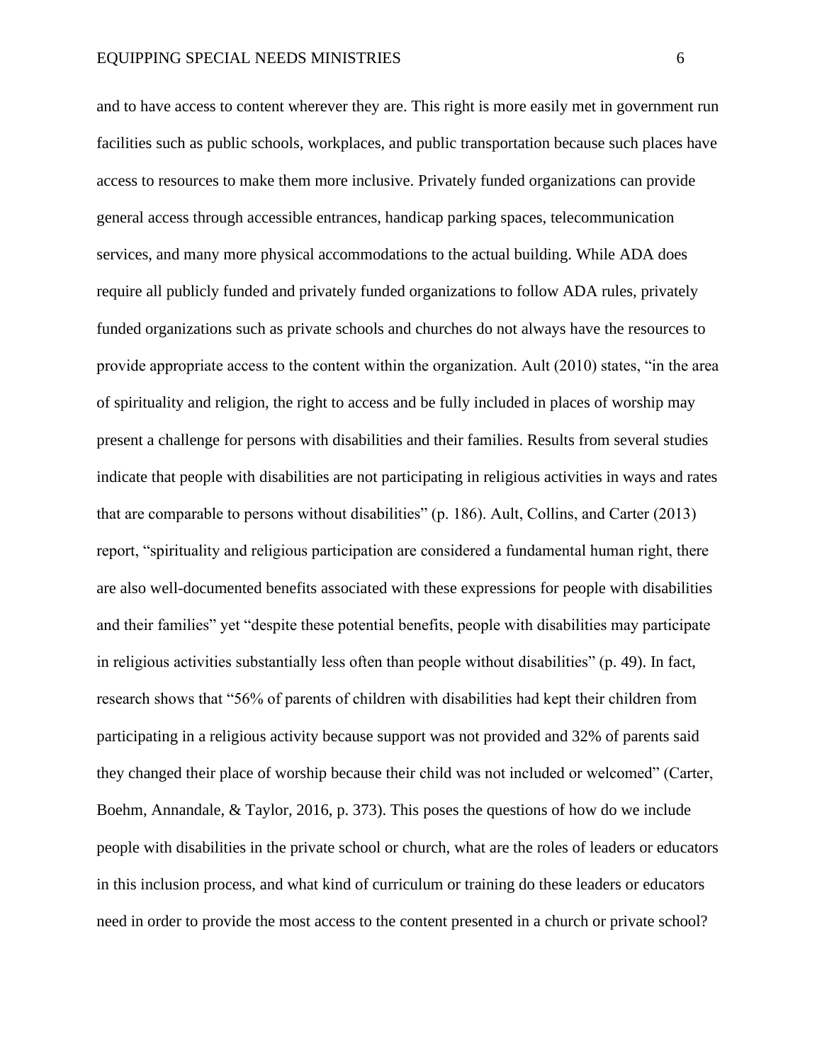and to have access to content wherever they are. This right is more easily met in government run facilities such as public schools, workplaces, and public transportation because such places have access to resources to make them more inclusive. Privately funded organizations can provide general access through accessible entrances, handicap parking spaces, telecommunication services, and many more physical accommodations to the actual building. While ADA does require all publicly funded and privately funded organizations to follow ADA rules, privately funded organizations such as private schools and churches do not always have the resources to provide appropriate access to the content within the organization. Ault (2010) states, "in the area of spirituality and religion, the right to access and be fully included in places of worship may present a challenge for persons with disabilities and their families. Results from several studies indicate that people with disabilities are not participating in religious activities in ways and rates that are comparable to persons without disabilities" (p. 186). Ault, Collins, and Carter (2013) report, "spirituality and religious participation are considered a fundamental human right, there are also well-documented benefits associated with these expressions for people with disabilities and their families" yet "despite these potential benefits, people with disabilities may participate in religious activities substantially less often than people without disabilities" (p. 49). In fact, research shows that "56% of parents of children with disabilities had kept their children from participating in a religious activity because support was not provided and 32% of parents said they changed their place of worship because their child was not included or welcomed" (Carter, Boehm, Annandale, & Taylor, 2016, p. 373). This poses the questions of how do we include people with disabilities in the private school or church, what are the roles of leaders or educators in this inclusion process, and what kind of curriculum or training do these leaders or educators need in order to provide the most access to the content presented in a church or private school?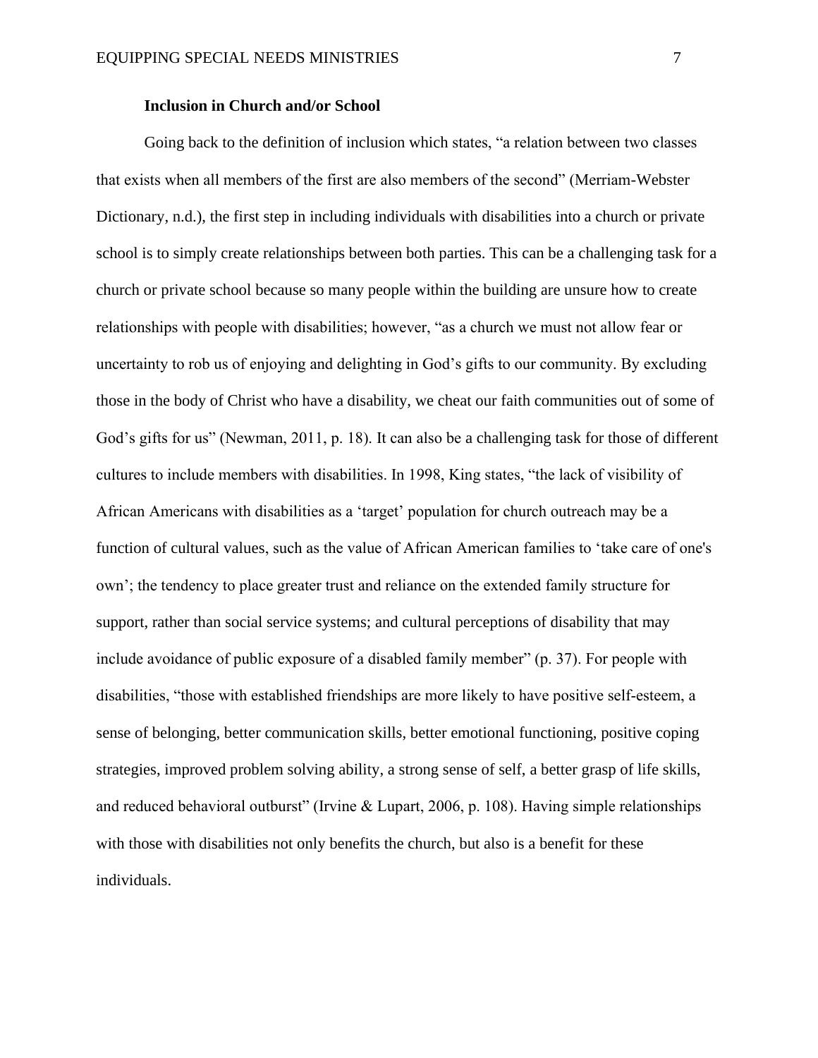**Inclusion in Church and/or School**

Going back to the definition of inclusion which states, "a relation between two classes that exists when all members of the first are also members of the second" (Merriam-Webster Dictionary, n.d.), the first step in including individuals with disabilities into a church or private school is to simply create relationships between both parties. This can be a challenging task for a church or private school because so many people within the building are unsure how to create relationships with people with disabilities; however, "as a church we must not allow fear or uncertainty to rob us of enjoying and delighting in God's gifts to our community. By excluding those in the body of Christ who have a disability, we cheat our faith communities out of some of God's gifts for us" (Newman, 2011, p. 18). It can also be a challenging task for those of different cultures to include members with disabilities. In 1998, King states, "the lack of visibility of African Americans with disabilities as a 'target' population for church outreach may be a function of cultural values, such as the value of African American families to 'take care of one's own'; the tendency to place greater trust and reliance on the extended family structure for support, rather than social service systems; and cultural perceptions of disability that may include avoidance of public exposure of a disabled family member" (p. 37). For people with disabilities, "those with established friendships are more likely to have positive self-esteem, a sense of belonging, better communication skills, better emotional functioning, positive coping strategies, improved problem solving ability, a strong sense of self, a better grasp of life skills, and reduced behavioral outburst" (Irvine & Lupart, 2006, p. 108). Having simple relationships with those with disabilities not only benefits the church, but also is a benefit for these individuals.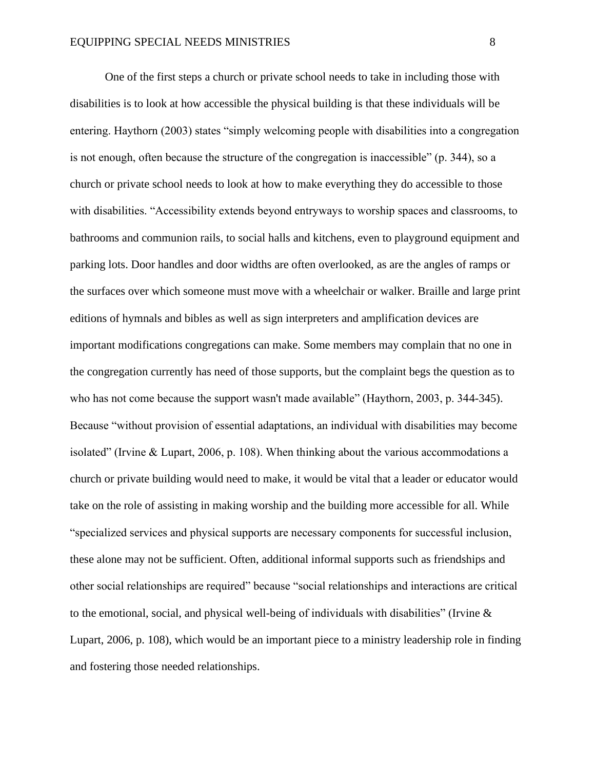One of the first steps a church or private school needs to take in including those with disabilities is to look at how accessible the physical building is that these individuals will be entering. Haythorn (2003) states “simply welcoming people with disabilities into a congregation is not enough, often because the structure of the congregation is inaccessible” (p. 344), so a church or private school needs to look at how to make everything they do accessible to those with disabilities. “Accessibility extends beyond entryways to worship spaces and classrooms, to bathrooms and communion rails, to social halls and kitchens, even to playground equipment and parking lots. Door handles and door widths are often overlooked, as are the angles of ramps or the surfaces over which someone must move with a wheelchair or walker. Braille and large print editions of hymnals and bibles as well as sign interpreters and amplification devices are important modifications congregations can make. Some members may complain that no one in the congregation currently has need of those supports, but the complaint begs the question as to who has not come because the support wasn't made available” (Haythorn, 2003, p. 344-345). Because “without provision of essential adaptations, an individual with disabilities may become isolated” (Irvine & Lupart, 2006, p. 108). When thinking about the various accommodations a church or private building would need to make, it would be vital that a leader or educator would take on the role of assisting in making worship and the building more accessible for all. While “specialized services and physical supports are necessary components for successful inclusion, these alone may not be sufficient. Often, additional informal supports such as friendships and other social relationships are required” because “social relationships and interactions are critical to the emotional, social, and physical well-being of individuals with disabilities” (Irvine & Lupart, 2006, p. 108), which would be an important piece to a ministry leadership role in finding and fostering those needed relationships.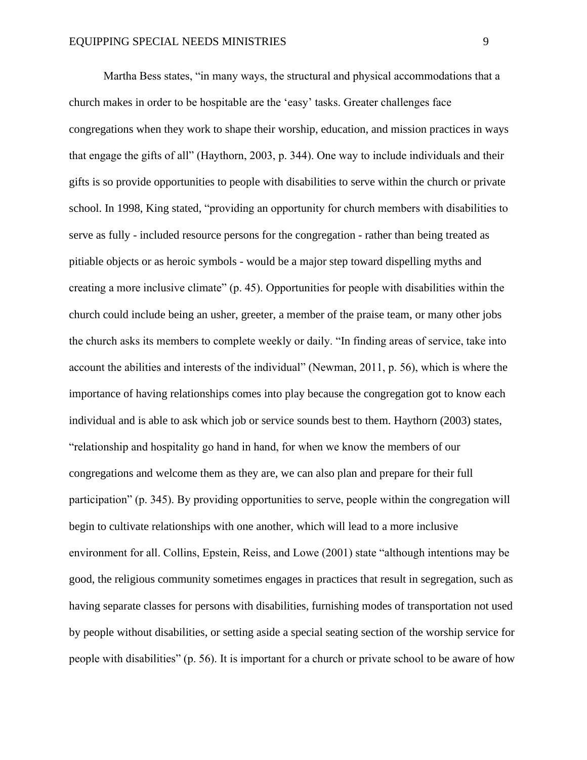Martha Bess states, "in many ways, the structural and physical accommodations that a church makes in order to be hospitable are the 'easy' tasks. Greater challenges face congregations when they work to shape their worship, education, and mission practices in ways that engage the gifts of all" (Haythorn, 2003, p. 344). One way to include individuals and their gifts is so provide opportunities to people with disabilities to serve within the church or private school. In 1998, King stated, "providing an opportunity for church members with disabilities to serve as fully - included resource persons for the congregation - rather than being treated as pitiable objects or as heroic symbols - would be a major step toward dispelling myths and creating a more inclusive climate" (p. 45). Opportunities for people with disabilities within the church could include being an usher, greeter, a member of the praise team, or many other jobs the church asks its members to complete weekly or daily. "In finding areas of service, take into account the abilities and interests of the individual" (Newman, 2011, p. 56), which is where the importance of having relationships comes into play because the congregation got to know each individual and is able to ask which job or service sounds best to them. Haythorn (2003) states, "relationship and hospitality go hand in hand, for when we know the members of our congregations and welcome them as they are, we can also plan and prepare for their full participation" (p. 345). By providing opportunities to serve, people within the congregation will begin to cultivate relationships with one another, which will lead to a more inclusive environment for all. Collins, Epstein, Reiss, and Lowe (2001) state "although intentions may be good, the religious community sometimes engages in practices that result in segregation, such as having separate classes for persons with disabilities, furnishing modes of transportation not used by people without disabilities, or setting aside a special seating section of the worship service for people with disabilities" (p. 56). It is important for a church or private school to be aware of how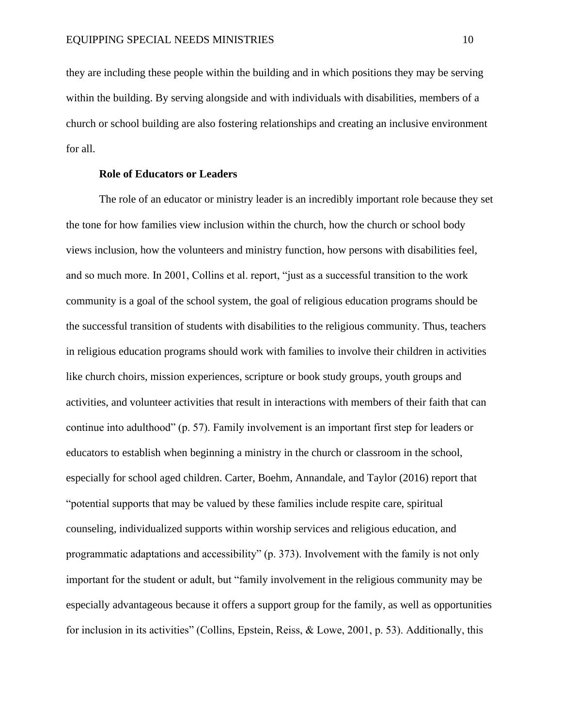they are including these people within the building and in which positions they may be serving within the building. By serving alongside and with individuals with disabilities, members of a church or school building are also fostering relationships and creating an inclusive environment for all.

### Role of Educators or Leaders

The role of an educator or ministry leader is an incredibly important role because they set the tone for how families view inclusion within the church, how the church or school body views inclusion, how the volunteers and ministry function, how persons with disabilities feel, and so much more. In 2001, Collins et al. report, "just as a successful transition to the work community is a goal of the school system, the goal of religious education programs should be the successful transition of students with disabilities to the religious community. Thus, teachers in religious education programs should work with families to involve their children in activities like church choirs, mission experiences, scripture or book study groups, youth groups and activities, and volunteer activities that result in interactions with members of their faith that can continue into adulthood" (p. 57). Family involvement is an important first step for leaders or educators to establish when beginning a ministry in the church or classroom in the school, especially for school aged children. Carter, Boehm, Annandale, and Taylor (2016) report that "potential supports that may be valued by these families include respite care, spiritual counseling, individualized supports within worship services and religious education, and programmatic adaptations and accessibility" (p. 373). Involvement with the family is not only important for the student or adult, but "family involvement in the religious community may be especially advantageous because it offers a support group for the family, as well as opportunities for inclusion in its activities" (Collins, Epstein, Reiss, & Lowe, 2001, p. 53). Additionally, this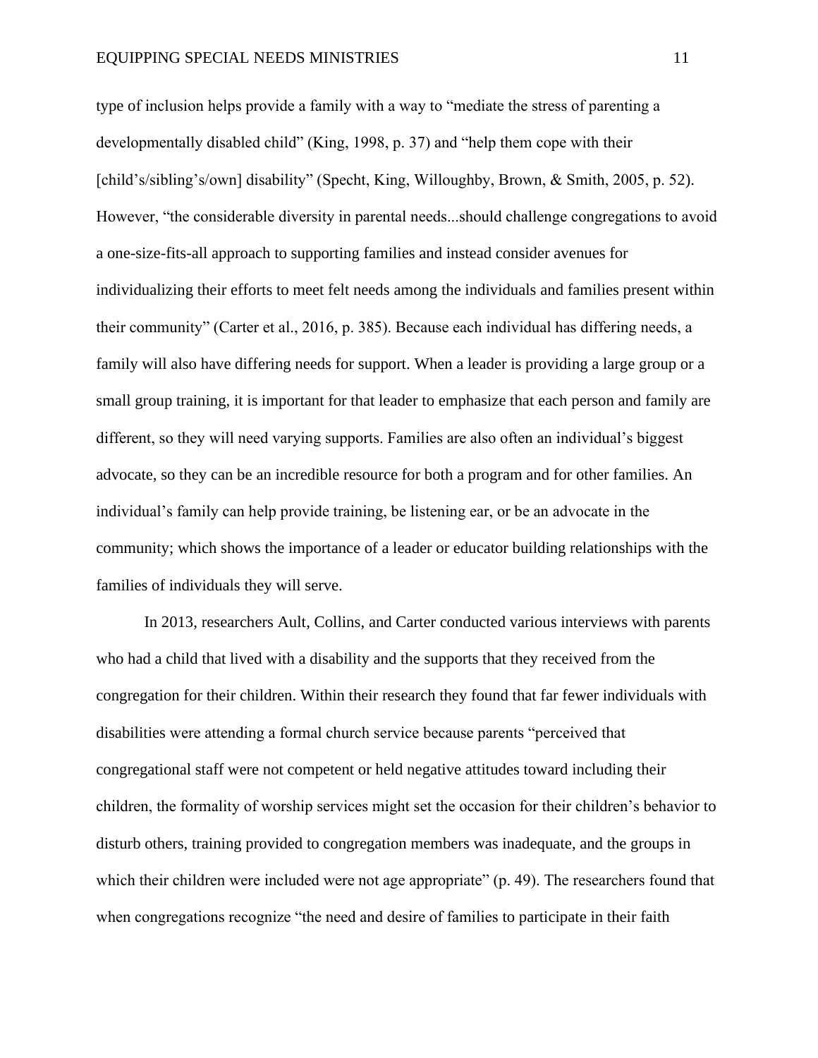type of inclusion helps provide a family with a way to "mediate the stress of parenting a developmentally disabled child" (King, 1998, p. 37) and "help them cope with their [child's/sibling's/own] disability" (Specht, King, Willoughby, Brown, & Smith, 2005, p. 52). However, "the considerable diversity in parental needs...should challenge congregations to avoid a one-size-fits-all approach to supporting families and instead consider avenues for individualizing their efforts to meet felt needs among the individuals and families present within their community" (Carter et al., 2016, p. 385). Because each individual has differing needs, a family will also have differing needs for support. When a leader is providing a large group or a small group training, it is important for that leader to emphasize that each person and family are different, so they will need varying supports. Families are also often an individual's biggest advocate, so they can be an incredible resource for both a program and for other families. An individual's family can help provide training, be listening ear, or be an advocate in the community; which shows the importance of a leader or educator building relationships with the families of individuals they will serve.

In 2013, researchers Ault, Collins, and Carter conducted various interviews with parents who had a child that lived with a disability and the supports that they received from the congregation for their children. Within their research they found that far fewer individuals with disabilities were attending a formal church service because parents "perceived that congregational staff were not competent or held negative attitudes toward including their children, the formality of worship services might set the occasion for their children's behavior to disturb others, training provided to congregation members was inadequate, and the groups in which their children were included were not age appropriate" (p. 49). The researchers found that when congregations recognize "the need and desire of families to participate in their faith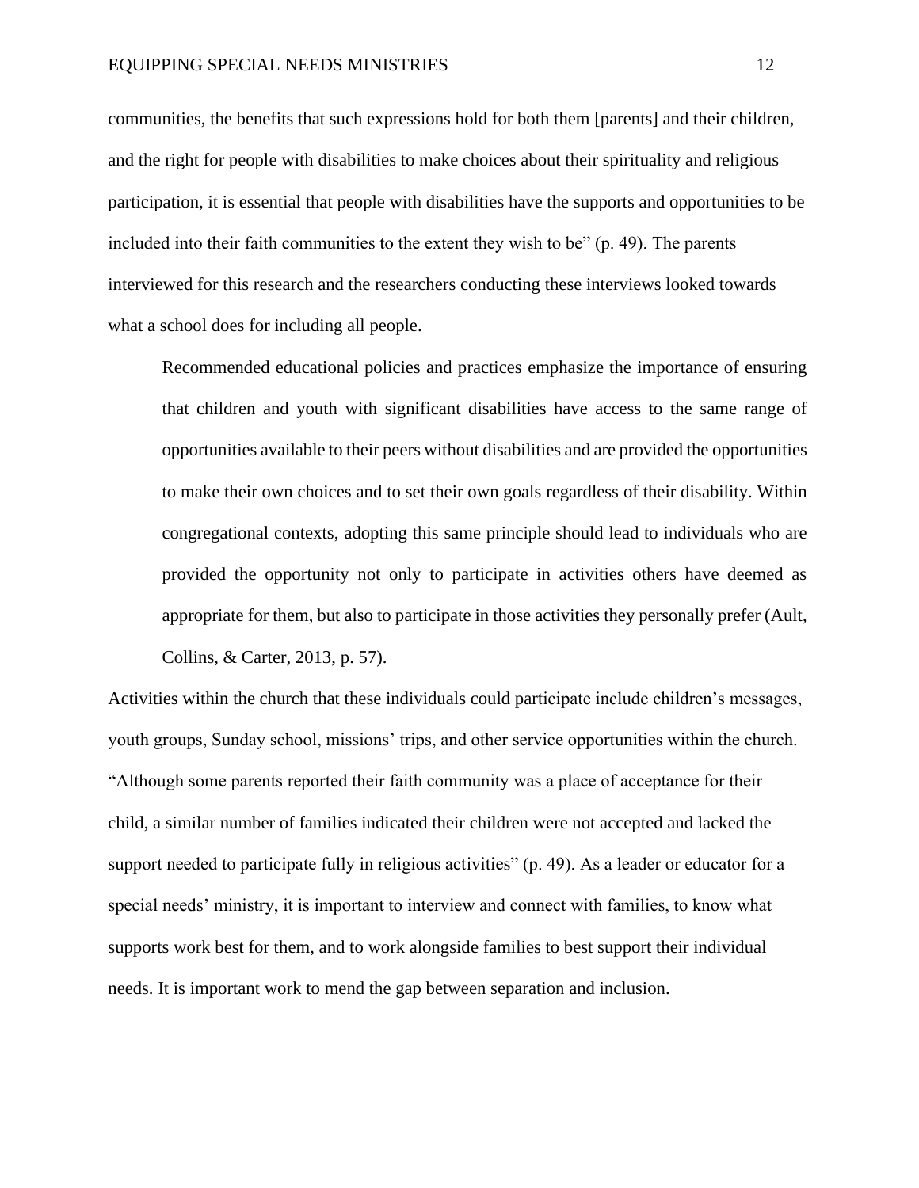communities, the benefits that such expressions hold for both them [parents] and their children, and the right for people with disabilities to make choices about their spirituality and religious participation, it is essential that people with disabilities have the supports and opportunities to be included into their faith communities to the extent they wish to be" (p. 49). The parents interviewed for this research and the researchers conducting these interviews looked towards what a school does for including all people.

> Recommended educational policies and practices emphasize the importance of ensuring that children and youth with significant disabilities have access to the same range of opportunities available to their peers without disabilities and are provided the opportunities to make their own choices and to set their own goals regardless of their disability. Within congregational contexts, adopting this same principle should lead to individuals who are provided the opportunity not only to participate in activities others have deemed as appropriate for them, but also to participate in those activities they personally prefer (Ault, Collins, & Carter, 2013, p. 57).

Activities within the church that these individuals could participate include children's messages, youth groups, Sunday school, missions' trips, and other service opportunities within the church. "Although some parents reported their faith community was a place of acceptance for their child, a similar number of families indicated their children were not accepted and lacked the support needed to participate fully in religious activities" (p. 49). As a leader or educator for a special needs' ministry, it is important to interview and connect with families, to know what supports work best for them, and to work alongside families to best support their individual needs. It is important work to mend the gap between separation and inclusion.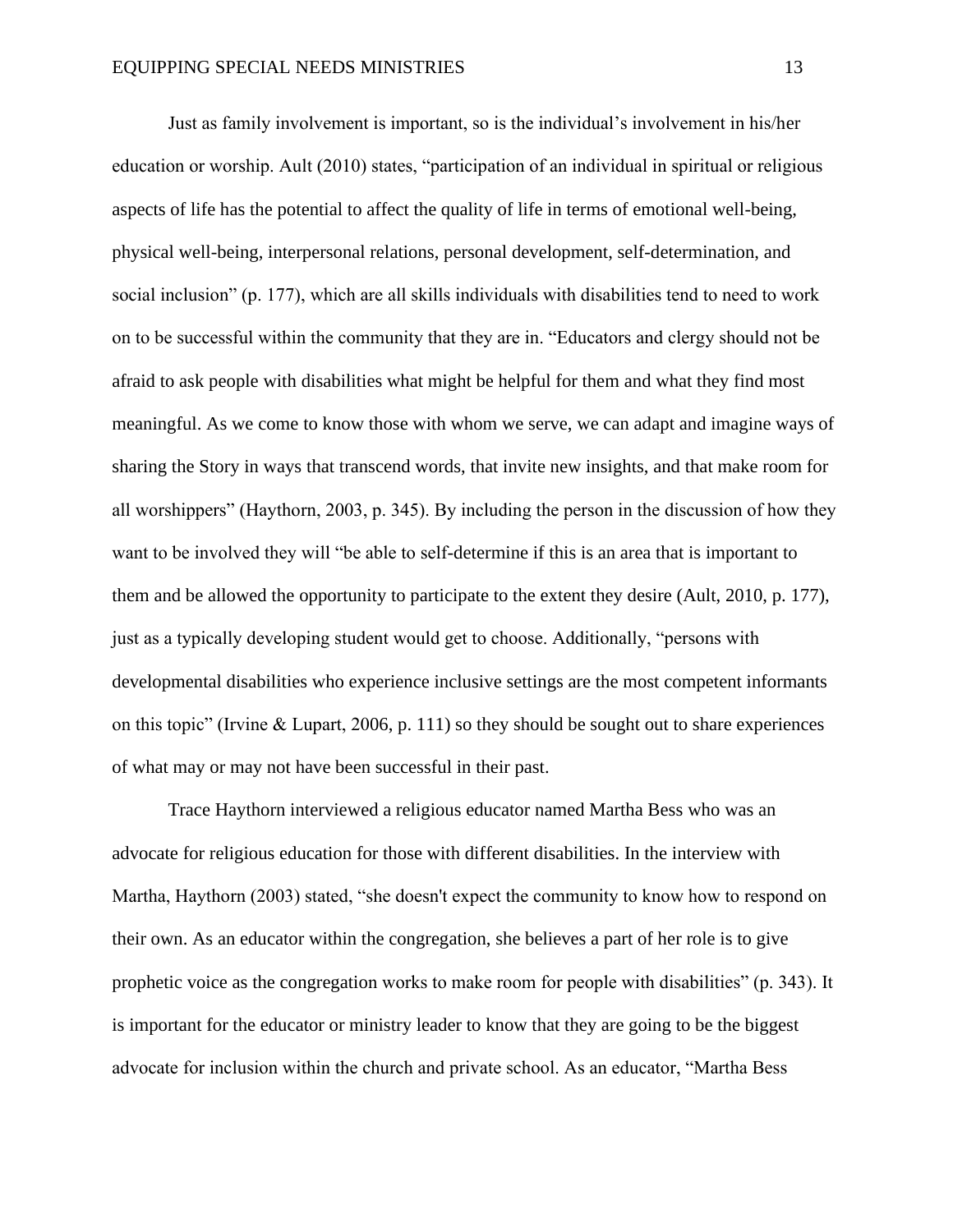Just as family involvement is important, so is the individual's involvement in his/her education or worship. Ault (2010) states, "participation of an individual in spiritual or religious aspects of life has the potential to affect the quality of life in terms of emotional well-being, physical well-being, interpersonal relations, personal development, self-determination, and social inclusion" (p. 177), which are all skills individuals with disabilities tend to need to work on to be successful within the community that they are in. "Educators and clergy should not be afraid to ask people with disabilities what might be helpful for them and what they find most meaningful. As we come to know those with whom we serve, we can adapt and imagine ways of sharing the Story in ways that transcend words, that invite new insights, and that make room for all worshippers" (Haythorn, 2003, p. 345). By including the person in the discussion of how they want to be involved they will "be able to self-determine if this is an area that is important to them and be allowed the opportunity to participate to the extent they desire (Ault, 2010, p. 177), just as a typically developing student would get to choose. Additionally, "persons with developmental disabilities who experience inclusive settings are the most competent informants on this topic" (Irvine & Lupart, 2006, p. 111) so they should be sought out to share experiences of what may or may not have been successful in their past.

Trace Haythorn interviewed a religious educator named Martha Bess who was an advocate for religious education for those with different disabilities. In the interview with Martha, Haythorn (2003) stated, "she doesn't expect the community to know how to respond on their own. As an educator within the congregation, she believes a part of her role is to give prophetic voice as the congregation works to make room for people with disabilities" (p. 343). It is important for the educator or ministry leader to know that they are going to be the biggest advocate for inclusion within the church and private school. As an educator, "Martha Bess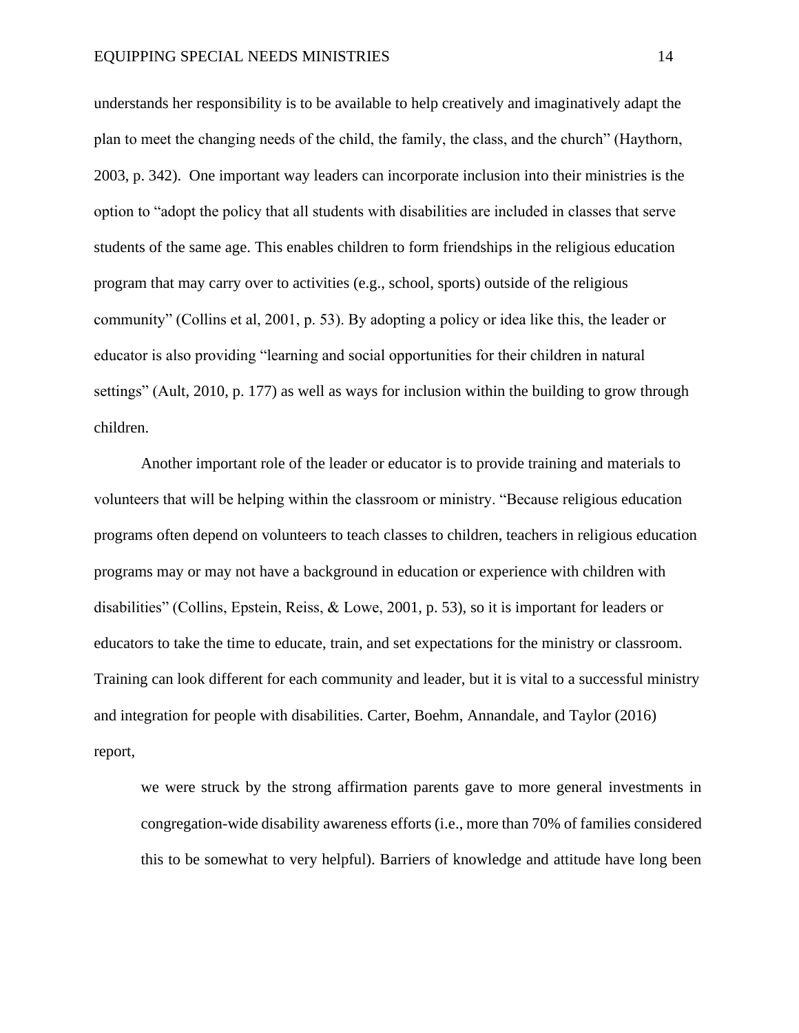understands her responsibility is to be available to help creatively and imaginatively adapt the plan to meet the changing needs of the child, the family, the class, and the church" (Haythorn, 2003, p. 342). One important way leaders can incorporate inclusion into their ministries is the option to "adopt the policy that all students with disabilities are included in classes that serve students of the same age. This enables children to form friendships in the religious education program that may carry over to activities (e.g., school, sports) outside of the religious community" (Collins et al, 2001, p. 53). By adopting a policy or idea like this, the leader or educator is also providing "learning and social opportunities for their children in natural settings" (Ault, 2010, p. 177) as well as ways for inclusion within the building to grow through children.

Another important role of the leader or educator is to provide training and materials to volunteers that will be helping within the classroom or ministry. "Because religious education programs often depend on volunteers to teach classes to children, teachers in religious education programs may or may not have a background in education or experience with children with disabilities" (Collins, Epstein, Reiss, & Lowe, 2001, p. 53), so it is important for leaders or educators to take the time to educate, train, and set expectations for the ministry or classroom. Training can look different for each community and leader, but it is vital to a successful ministry and integration for people with disabilities. Carter, Boehm, Annandale, and Taylor (2016) report,

> we were struck by the strong affirmation parents gave to more general investments in congregation-wide disability awareness efforts (i.e., more than 70% of families considered this to be somewhat to very helpful). Barriers of knowledge and attitude have long been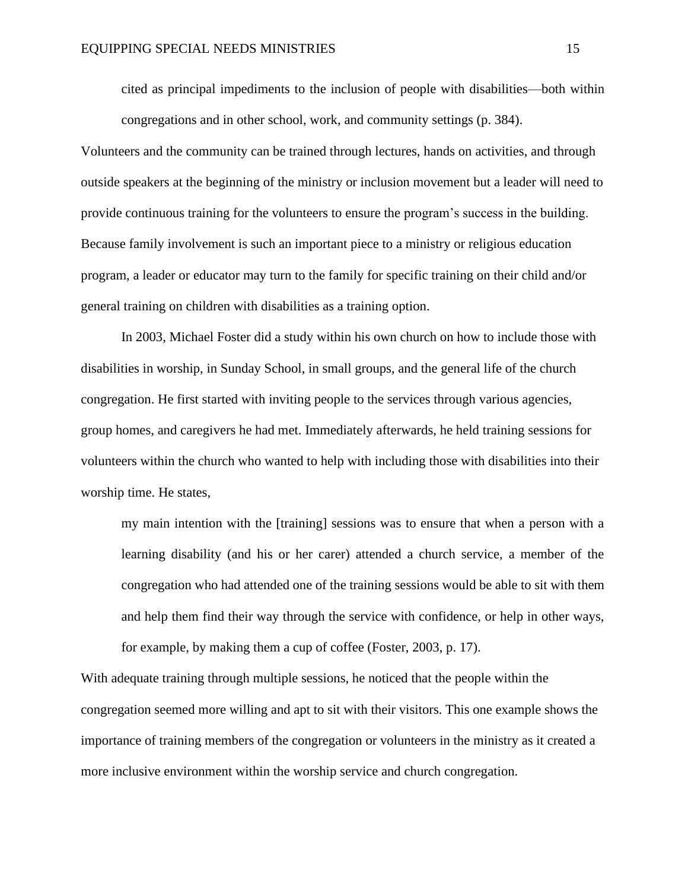> cited as principal impediments to the inclusion of people with disabilities—both within congregations and in other school, work, and community settings (p. 384).

Volunteers and the community can be trained through lectures, hands on activities, and through outside speakers at the beginning of the ministry or inclusion movement but a leader will need to provide continuous training for the volunteers to ensure the program's success in the building. Because family involvement is such an important piece to a ministry or religious education program, a leader or educator may turn to the family for specific training on their child and/or general training on children with disabilities as a training option.

In 2003, Michael Foster did a study within his own church on how to include those with disabilities in worship, in Sunday School, in small groups, and the general life of the church congregation. He first started with inviting people to the services through various agencies, group homes, and caregivers he had met. Immediately afterwards, he held training sessions for volunteers within the church who wanted to help with including those with disabilities into their worship time. He states,

> my main intention with the [training] sessions was to ensure that when a person with a learning disability (and his or her carer) attended a church service, a member of the congregation who had attended one of the training sessions would be able to sit with them and help them find their way through the service with confidence, or help in other ways, for example, by making them a cup of coffee (Foster, 2003, p. 17).

With adequate training through multiple sessions, he noticed that the people within the congregation seemed more willing and apt to sit with their visitors. This one example shows the importance of training members of the congregation or volunteers in the ministry as it created a more inclusive environment within the worship service and church congregation.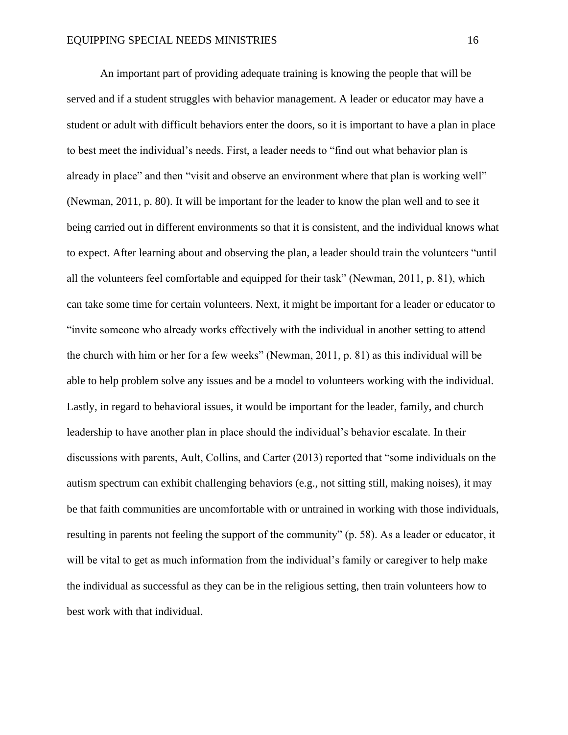An important part of providing adequate training is knowing the people that will be served and if a student struggles with behavior management. A leader or educator may have a student or adult with difficult behaviors enter the doors, so it is important to have a plan in place to best meet the individual's needs. First, a leader needs to "find out what behavior plan is already in place" and then "visit and observe an environment where that plan is working well" (Newman, 2011, p. 80). It will be important for the leader to know the plan well and to see it being carried out in different environments so that it is consistent, and the individual knows what to expect. After learning about and observing the plan, a leader should train the volunteers "until all the volunteers feel comfortable and equipped for their task" (Newman, 2011, p. 81), which can take some time for certain volunteers. Next, it might be important for a leader or educator to "invite someone who already works effectively with the individual in another setting to attend the church with him or her for a few weeks" (Newman, 2011, p. 81) as this individual will be able to help problem solve any issues and be a model to volunteers working with the individual. Lastly, in regard to behavioral issues, it would be important for the leader, family, and church leadership to have another plan in place should the individual's behavior escalate. In their discussions with parents, Ault, Collins, and Carter (2013) reported that "some individuals on the autism spectrum can exhibit challenging behaviors (e.g., not sitting still, making noises), it may be that faith communities are uncomfortable with or untrained in working with those individuals, resulting in parents not feeling the support of the community" (p. 58). As a leader or educator, it will be vital to get as much information from the individual's family or caregiver to help make the individual as successful as they can be in the religious setting, then train volunteers how to best work with that individual.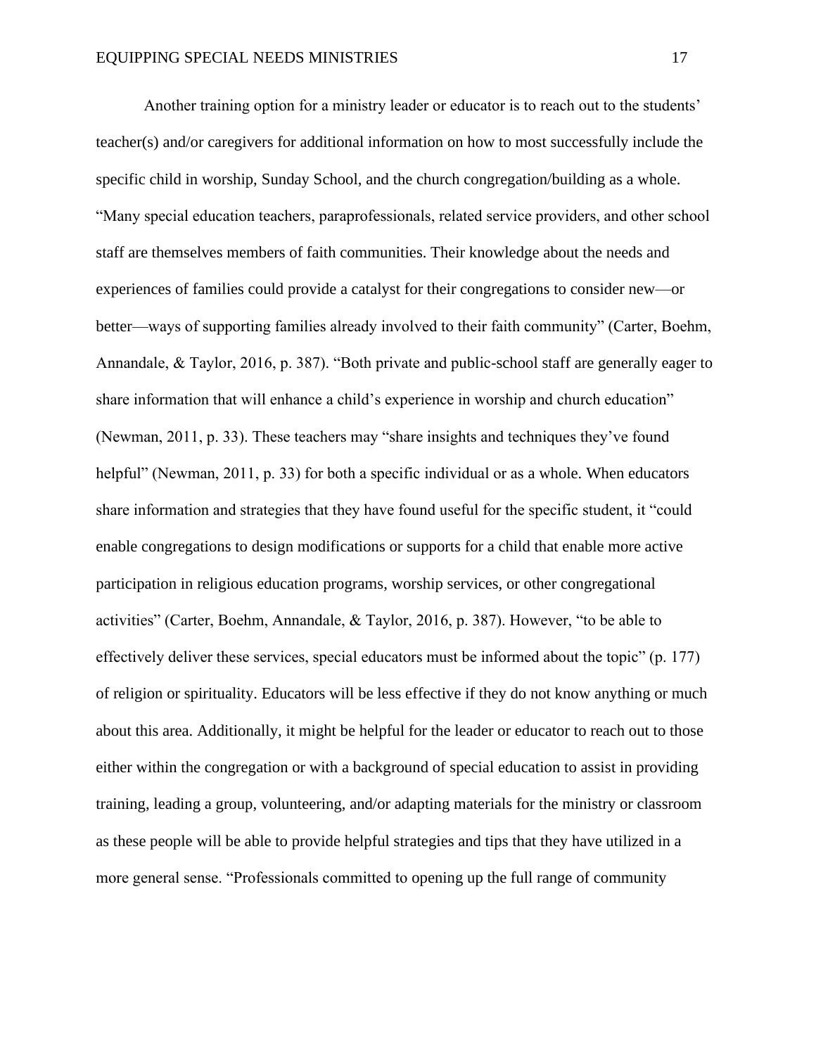Another training option for a ministry leader or educator is to reach out to the students' teacher(s) and/or caregivers for additional information on how to most successfully include the specific child in worship, Sunday School, and the church congregation/building as a whole. "Many special education teachers, paraprofessionals, related service providers, and other school staff are themselves members of faith communities. Their knowledge about the needs and experiences of families could provide a catalyst for their congregations to consider new—or better—ways of supporting families already involved to their faith community" (Carter, Boehm, Annandale, & Taylor, 2016, p. 387). "Both private and public-school staff are generally eager to share information that will enhance a child's experience in worship and church education" (Newman, 2011, p. 33). These teachers may "share insights and techniques they've found helpful" (Newman, 2011, p. 33) for both a specific individual or as a whole. When educators share information and strategies that they have found useful for the specific student, it "could enable congregations to design modifications or supports for a child that enable more active participation in religious education programs, worship services, or other congregational activities" (Carter, Boehm, Annandale, & Taylor, 2016, p. 387). However, "to be able to effectively deliver these services, special educators must be informed about the topic" (p. 177) of religion or spirituality. Educators will be less effective if they do not know anything or much about this area. Additionally, it might be helpful for the leader or educator to reach out to those either within the congregation or with a background of special education to assist in providing training, leading a group, volunteering, and/or adapting materials for the ministry or classroom as these people will be able to provide helpful strategies and tips that they have utilized in a more general sense. "Professionals committed to opening up the full range of community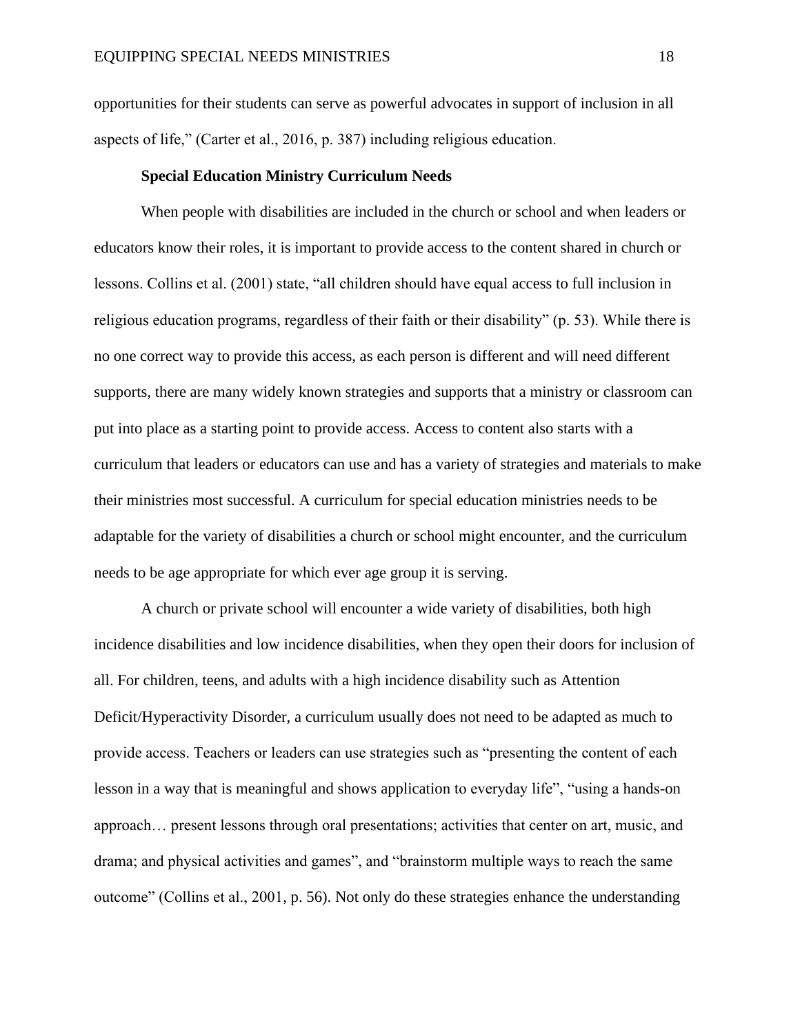opportunities for their students can serve as powerful advocates in support of inclusion in all aspects of life," (Carter et al., 2016, p. 387) including religious education.

### Special Education Ministry Curriculum Needs

When people with disabilities are included in the church or school and when leaders or educators know their roles, it is important to provide access to the content shared in church or lessons. Collins et al. (2001) state, "all children should have equal access to full inclusion in religious education programs, regardless of their faith or their disability" (p. 53). While there is no one correct way to provide this access, as each person is different and will need different supports, there are many widely known strategies and supports that a ministry or classroom can put into place as a starting point to provide access. Access to content also starts with a curriculum that leaders or educators can use and has a variety of strategies and materials to make their ministries most successful. A curriculum for special education ministries needs to be adaptable for the variety of disabilities a church or school might encounter, and the curriculum needs to be age appropriate for which ever age group it is serving.

A church or private school will encounter a wide variety of disabilities, both high incidence disabilities and low incidence disabilities, when they open their doors for inclusion of all. For children, teens, and adults with a high incidence disability such as Attention Deficit/Hyperactivity Disorder, a curriculum usually does not need to be adapted as much to provide access. Teachers or leaders can use strategies such as "presenting the content of each lesson in a way that is meaningful and shows application to everyday life", "using a hands-on approach… present lessons through oral presentations; activities that center on art, music, and drama; and physical activities and games", and "brainstorm multiple ways to reach the same outcome" (Collins et al., 2001, p. 56). Not only do these strategies enhance the understanding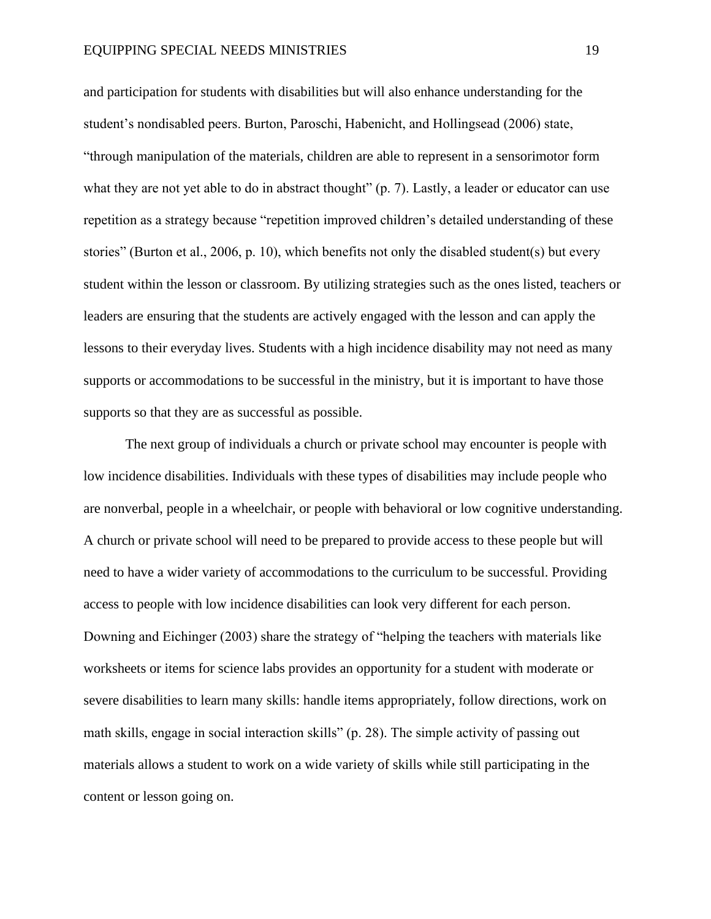and participation for students with disabilities but will also enhance understanding for the student's nondisabled peers. Burton, Paroschi, Habenicht, and Hollingsead (2006) state, "through manipulation of the materials, children are able to represent in a sensorimotor form what they are not yet able to do in abstract thought" (p. 7). Lastly, a leader or educator can use repetition as a strategy because "repetition improved children's detailed understanding of these stories" (Burton et al., 2006, p. 10), which benefits not only the disabled student(s) but every student within the lesson or classroom. By utilizing strategies such as the ones listed, teachers or leaders are ensuring that the students are actively engaged with the lesson and can apply the lessons to their everyday lives. Students with a high incidence disability may not need as many supports or accommodations to be successful in the ministry, but it is important to have those supports so that they are as successful as possible.

The next group of individuals a church or private school may encounter is people with low incidence disabilities. Individuals with these types of disabilities may include people who are nonverbal, people in a wheelchair, or people with behavioral or low cognitive understanding. A church or private school will need to be prepared to provide access to these people but will need to have a wider variety of accommodations to the curriculum to be successful. Providing access to people with low incidence disabilities can look very different for each person. Downing and Eichinger (2003) share the strategy of "helping the teachers with materials like worksheets or items for science labs provides an opportunity for a student with moderate or severe disabilities to learn many skills: handle items appropriately, follow directions, work on math skills, engage in social interaction skills" (p. 28). The simple activity of passing out materials allows a student to work on a wide variety of skills while still participating in the content or lesson going on.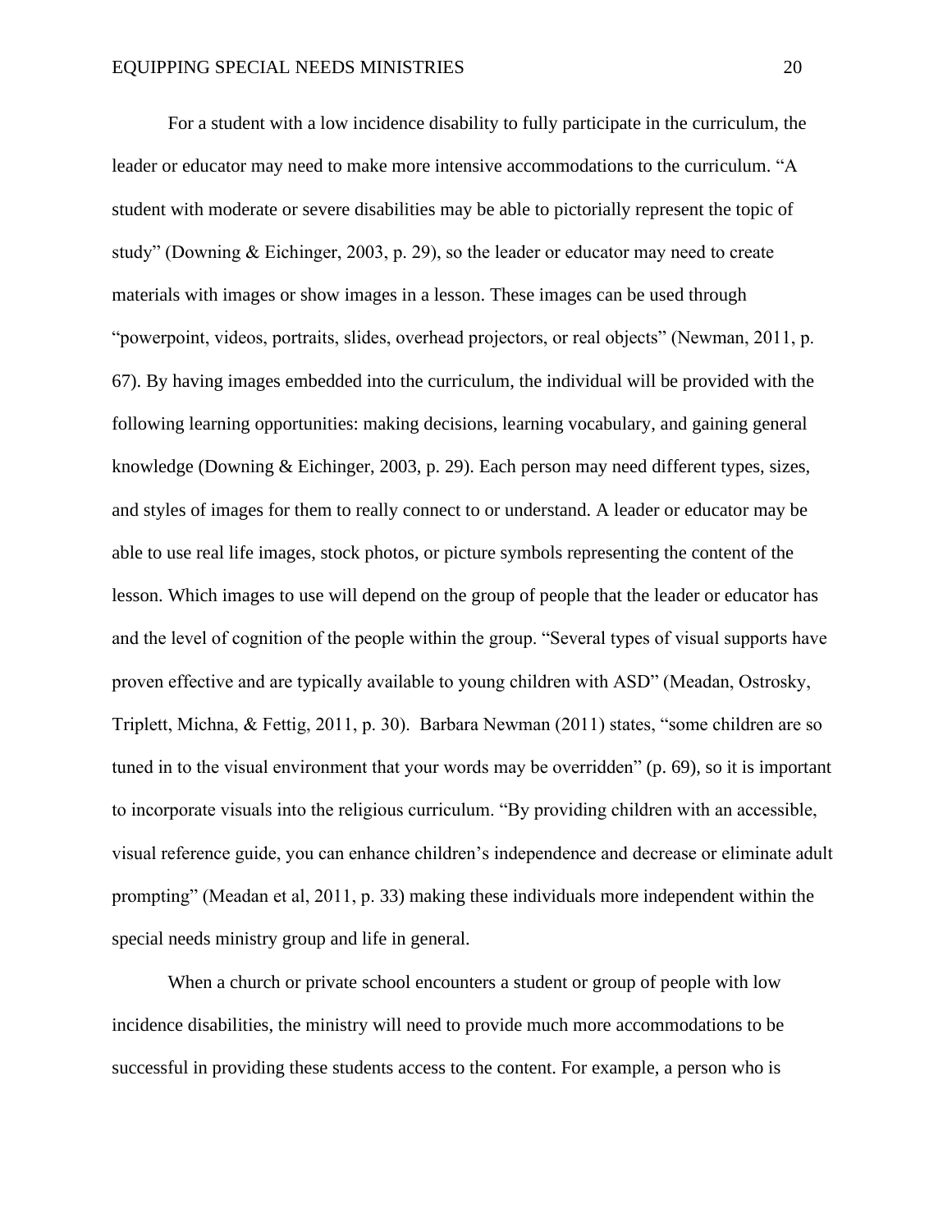For a student with a low incidence disability to fully participate in the curriculum, the leader or educator may need to make more intensive accommodations to the curriculum. “A student with moderate or severe disabilities may be able to pictorially represent the topic of study” (Downing & Eichinger, 2003, p. 29), so the leader or educator may need to create materials with images or show images in a lesson. These images can be used through “powerpoint, videos, portraits, slides, overhead projectors, or real objects” (Newman, 2011, p. 67). By having images embedded into the curriculum, the individual will be provided with the following learning opportunities: making decisions, learning vocabulary, and gaining general knowledge (Downing & Eichinger, 2003, p. 29). Each person may need different types, sizes, and styles of images for them to really connect to or understand. A leader or educator may be able to use real life images, stock photos, or picture symbols representing the content of the lesson. Which images to use will depend on the group of people that the leader or educator has and the level of cognition of the people within the group. “Several types of visual supports have proven effective and are typically available to young children with ASD” (Meadan, Ostrosky, Triplett, Michna, & Fettig, 2011, p. 30). Barbara Newman (2011) states, “some children are so tuned in to the visual environment that your words may be overridden” (p. 69), so it is important to incorporate visuals into the religious curriculum. “By providing children with an accessible, visual reference guide, you can enhance children’s independence and decrease or eliminate adult prompting” (Meadan et al, 2011, p. 33) making these individuals more independent within the special needs ministry group and life in general.

When a church or private school encounters a student or group of people with low incidence disabilities, the ministry will need to provide much more accommodations to be successful in providing these students access to the content. For example, a person who is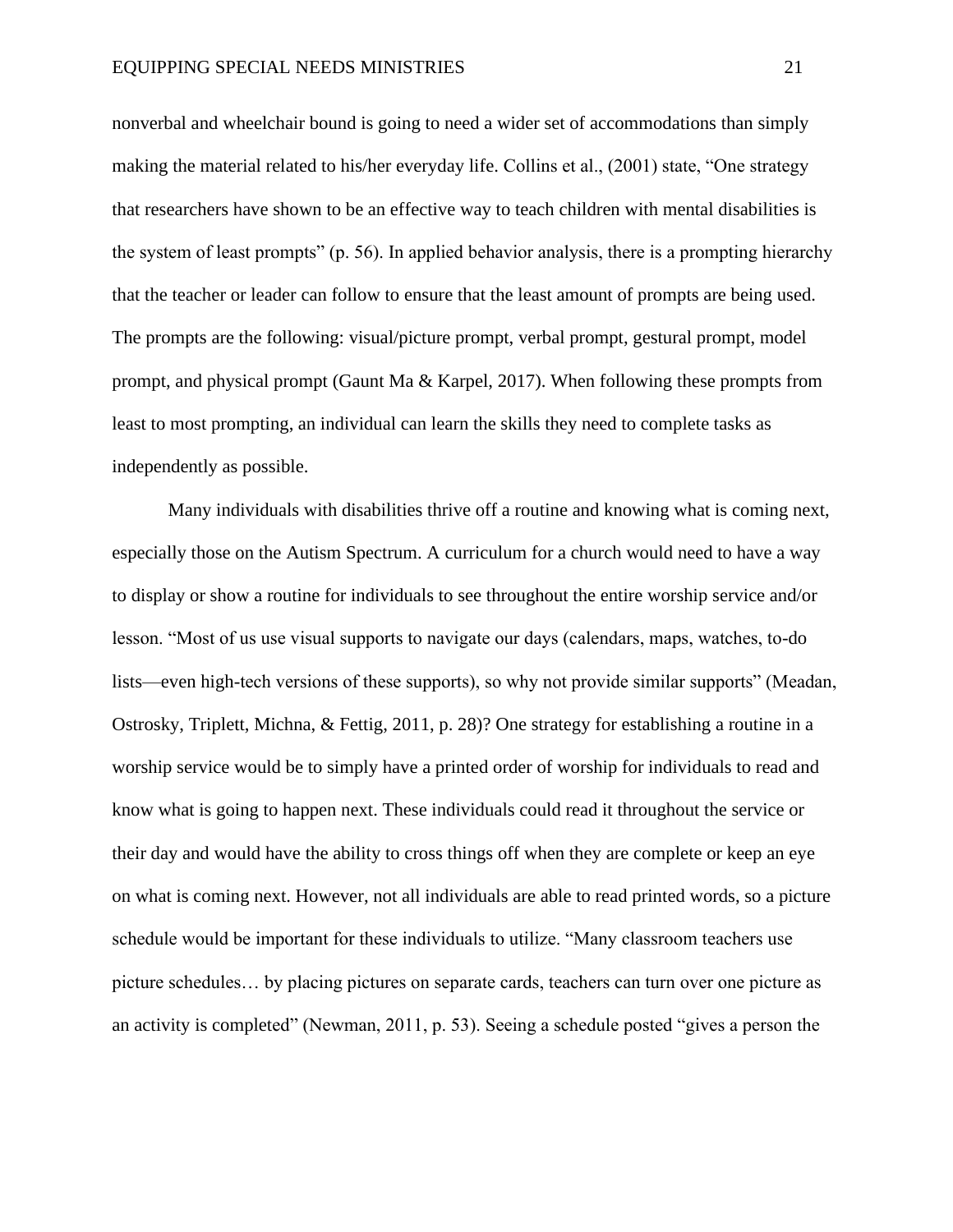nonverbal and wheelchair bound is going to need a wider set of accommodations than simply making the material related to his/her everyday life. Collins et al., (2001) state, "One strategy that researchers have shown to be an effective way to teach children with mental disabilities is the system of least prompts" (p. 56). In applied behavior analysis, there is a prompting hierarchy that the teacher or leader can follow to ensure that the least amount of prompts are being used. The prompts are the following: visual/picture prompt, verbal prompt, gestural prompt, model prompt, and physical prompt (Gaunt Ma & Karpel, 2017). When following these prompts from least to most prompting, an individual can learn the skills they need to complete tasks as independently as possible.

Many individuals with disabilities thrive off a routine and knowing what is coming next, especially those on the Autism Spectrum. A curriculum for a church would need to have a way to display or show a routine for individuals to see throughout the entire worship service and/or lesson. "Most of us use visual supports to navigate our days (calendars, maps, watches, to-do lists—even high-tech versions of these supports), so why not provide similar supports" (Meadan, Ostrosky, Triplett, Michna, & Fettig, 2011, p. 28)? One strategy for establishing a routine in a worship service would be to simply have a printed order of worship for individuals to read and know what is going to happen next. These individuals could read it throughout the service or their day and would have the ability to cross things off when they are complete or keep an eye on what is coming next. However, not all individuals are able to read printed words, so a picture schedule would be important for these individuals to utilize. "Many classroom teachers use picture schedules… by placing pictures on separate cards, teachers can turn over one picture as an activity is completed" (Newman, 2011, p. 53). Seeing a schedule posted "gives a person the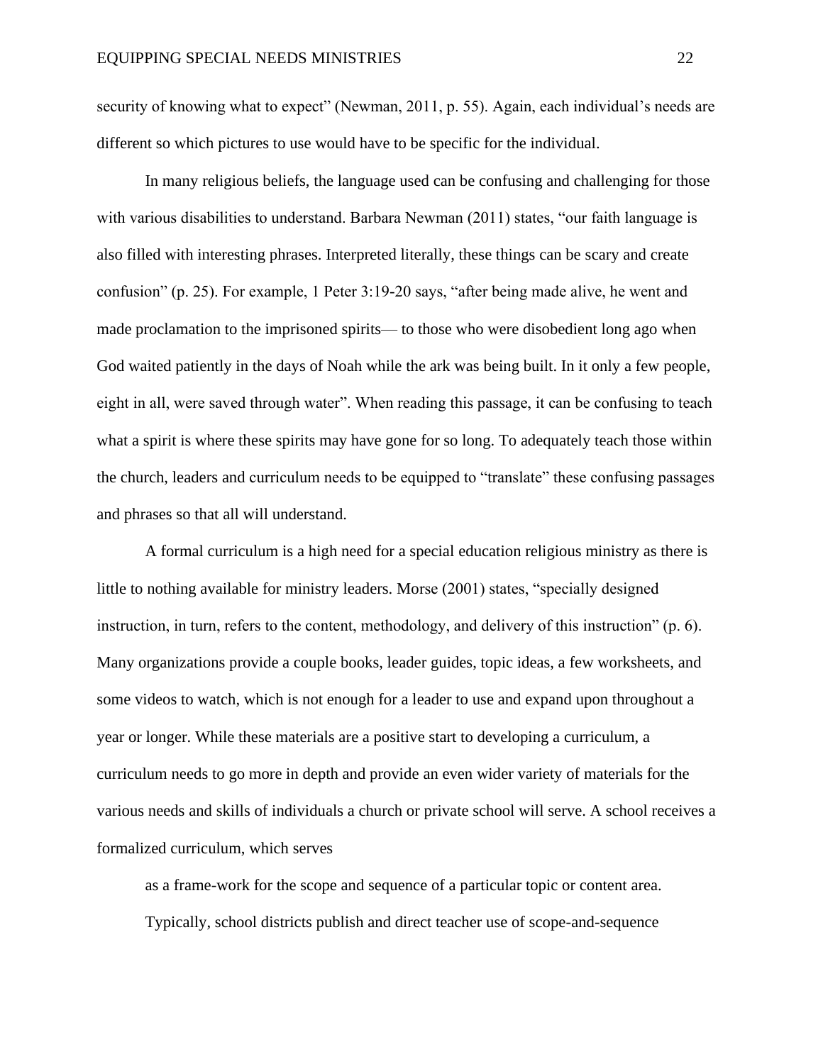security of knowing what to expect" (Newman, 2011, p. 55). Again, each individual's needs are different so which pictures to use would have to be specific for the individual.

In many religious beliefs, the language used can be confusing and challenging for those with various disabilities to understand. Barbara Newman (2011) states, "our faith language is also filled with interesting phrases. Interpreted literally, these things can be scary and create confusion" (p. 25). For example, 1 Peter 3:19-20 says, "after being made alive, he went and made proclamation to the imprisoned spirits— to those who were disobedient long ago when God waited patiently in the days of Noah while the ark was being built. In it only a few people, eight in all, were saved through water". When reading this passage, it can be confusing to teach what a spirit is where these spirits may have gone for so long. To adequately teach those within the church, leaders and curriculum needs to be equipped to "translate" these confusing passages and phrases so that all will understand.

A formal curriculum is a high need for a special education religious ministry as there is little to nothing available for ministry leaders. Morse (2001) states, "specially designed instruction, in turn, refers to the content, methodology, and delivery of this instruction" (p. 6). Many organizations provide a couple books, leader guides, topic ideas, a few worksheets, and some videos to watch, which is not enough for a leader to use and expand upon throughout a year or longer. While these materials are a positive start to developing a curriculum, a curriculum needs to go more in depth and provide an even wider variety of materials for the various needs and skills of individuals a church or private school will serve. A school receives a formalized curriculum, which serves

> as a frame-work for the scope and sequence of a particular topic or content area. Typically, school districts publish and direct teacher use of scope-and-sequence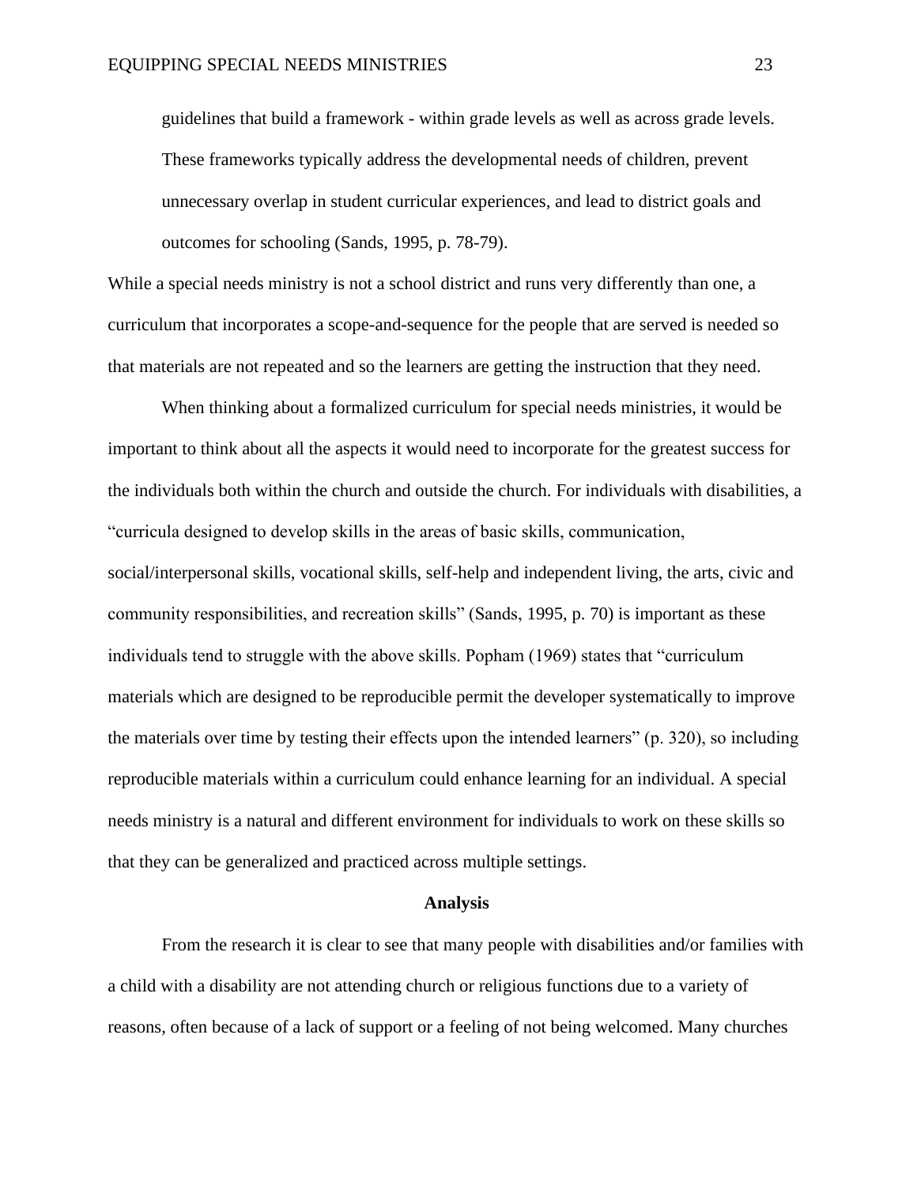> guidelines that build a framework - within grade levels as well as across grade levels. These frameworks typically address the developmental needs of children, prevent unnecessary overlap in student curricular experiences, and lead to district goals and outcomes for schooling (Sands, 1995, p. 78-79).

While a special needs ministry is not a school district and runs very differently than one, a curriculum that incorporates a scope-and-sequence for the people that are served is needed so that materials are not repeated and so the learners are getting the instruction that they need.

When thinking about a formalized curriculum for special needs ministries, it would be important to think about all the aspects it would need to incorporate for the greatest success for the individuals both within the church and outside the church. For individuals with disabilities, a "curricula designed to develop skills in the areas of basic skills, communication, social/interpersonal skills, vocational skills, self-help and independent living, the arts, civic and community responsibilities, and recreation skills" (Sands, 1995, p. 70) is important as these individuals tend to struggle with the above skills. Popham (1969) states that "curriculum materials which are designed to be reproducible permit the developer systematically to improve the materials over time by testing their effects upon the intended learners" (p. 320), so including reproducible materials within a curriculum could enhance learning for an individual. A special needs ministry is a natural and different environment for individuals to work on these skills so that they can be generalized and practiced across multiple settings.

## Analysis

From the research it is clear to see that many people with disabilities and/or families with a child with a disability are not attending church or religious functions due to a variety of reasons, often because of a lack of support or a feeling of not being welcomed. Many churches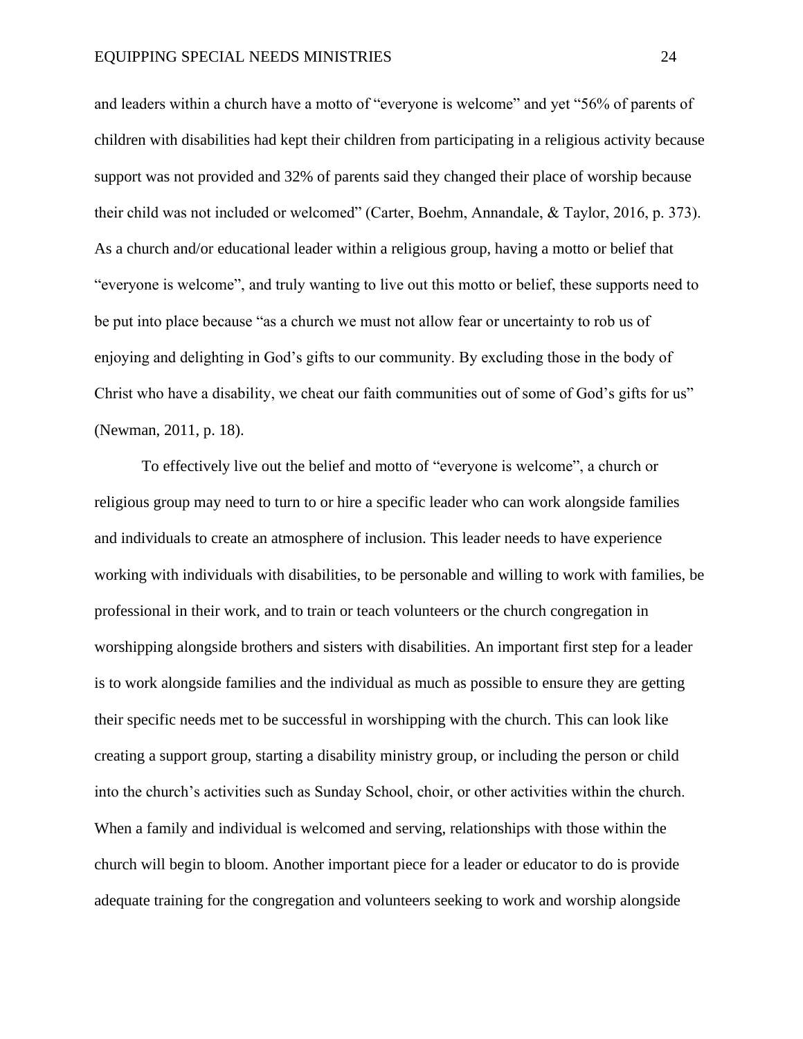and leaders within a church have a motto of "everyone is welcome" and yet "56% of parents of children with disabilities had kept their children from participating in a religious activity because support was not provided and 32% of parents said they changed their place of worship because their child was not included or welcomed" (Carter, Boehm, Annandale, & Taylor, 2016, p. 373). As a church and/or educational leader within a religious group, having a motto or belief that "everyone is welcome", and truly wanting to live out this motto or belief, these supports need to be put into place because "as a church we must not allow fear or uncertainty to rob us of enjoying and delighting in God's gifts to our community. By excluding those in the body of Christ who have a disability, we cheat our faith communities out of some of God's gifts for us" (Newman, 2011, p. 18).

To effectively live out the belief and motto of "everyone is welcome", a church or religious group may need to turn to or hire a specific leader who can work alongside families and individuals to create an atmosphere of inclusion. This leader needs to have experience working with individuals with disabilities, to be personable and willing to work with families, be professional in their work, and to train or teach volunteers or the church congregation in worshipping alongside brothers and sisters with disabilities. An important first step for a leader is to work alongside families and the individual as much as possible to ensure they are getting their specific needs met to be successful in worshipping with the church. This can look like creating a support group, starting a disability ministry group, or including the person or child into the church's activities such as Sunday School, choir, or other activities within the church. When a family and individual is welcomed and serving, relationships with those within the church will begin to bloom. Another important piece for a leader or educator to do is provide adequate training for the congregation and volunteers seeking to work and worship alongside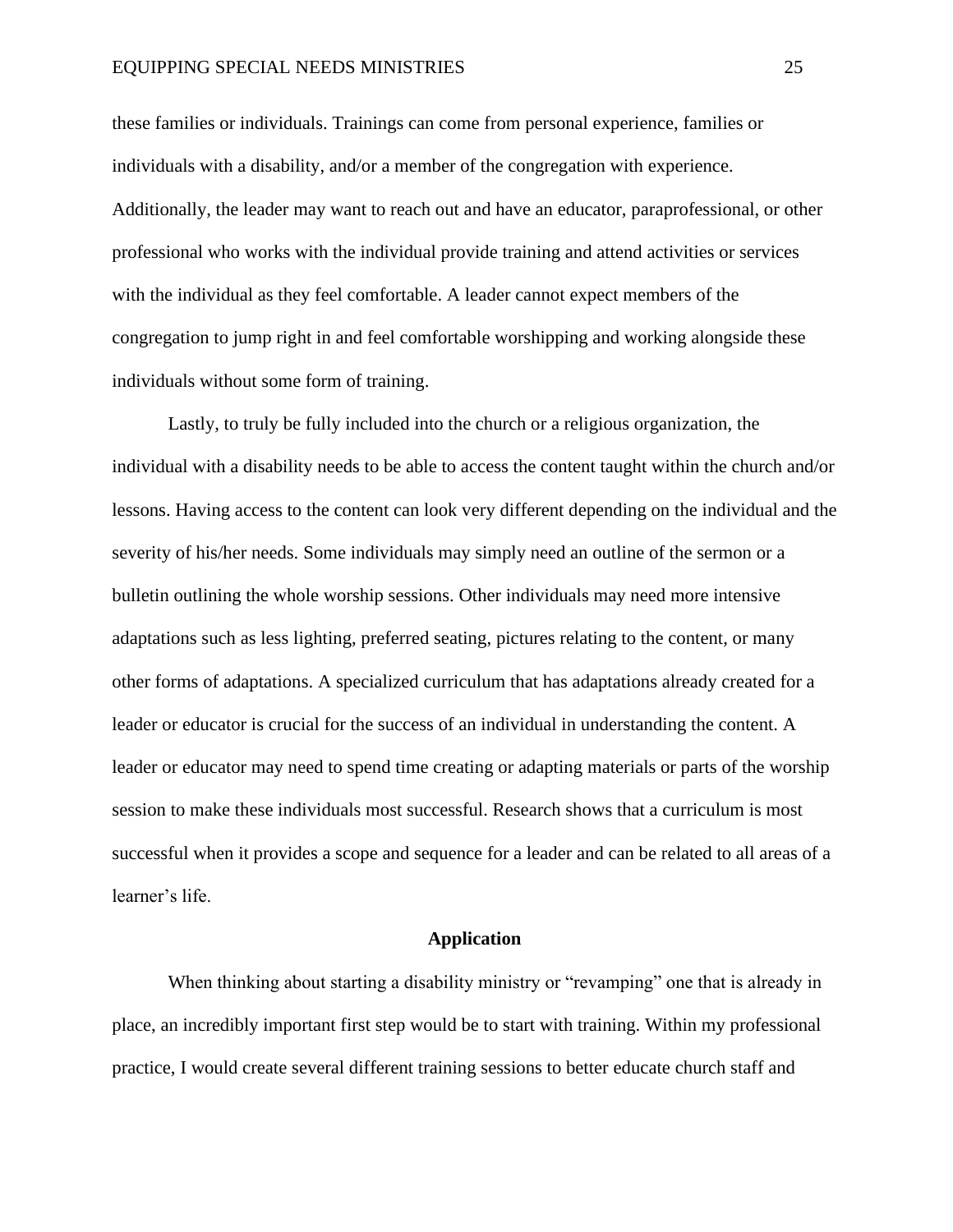these families or individuals. Trainings can come from personal experience, families or individuals with a disability, and/or a member of the congregation with experience. Additionally, the leader may want to reach out and have an educator, paraprofessional, or other professional who works with the individual provide training and attend activities or services with the individual as they feel comfortable. A leader cannot expect members of the congregation to jump right in and feel comfortable worshipping and working alongside these individuals without some form of training.

Lastly, to truly be fully included into the church or a religious organization, the individual with a disability needs to be able to access the content taught within the church and/or lessons. Having access to the content can look very different depending on the individual and the severity of his/her needs. Some individuals may simply need an outline of the sermon or a bulletin outlining the whole worship sessions. Other individuals may need more intensive adaptations such as less lighting, preferred seating, pictures relating to the content, or many other forms of adaptations. A specialized curriculum that has adaptations already created for a leader or educator is crucial for the success of an individual in understanding the content. A leader or educator may need to spend time creating or adapting materials or parts of the worship session to make these individuals most successful. Research shows that a curriculum is most successful when it provides a scope and sequence for a leader and can be related to all areas of a learner's life.

## Application

When thinking about starting a disability ministry or "revamping" one that is already in place, an incredibly important first step would be to start with training. Within my professional practice, I would create several different training sessions to better educate church staff and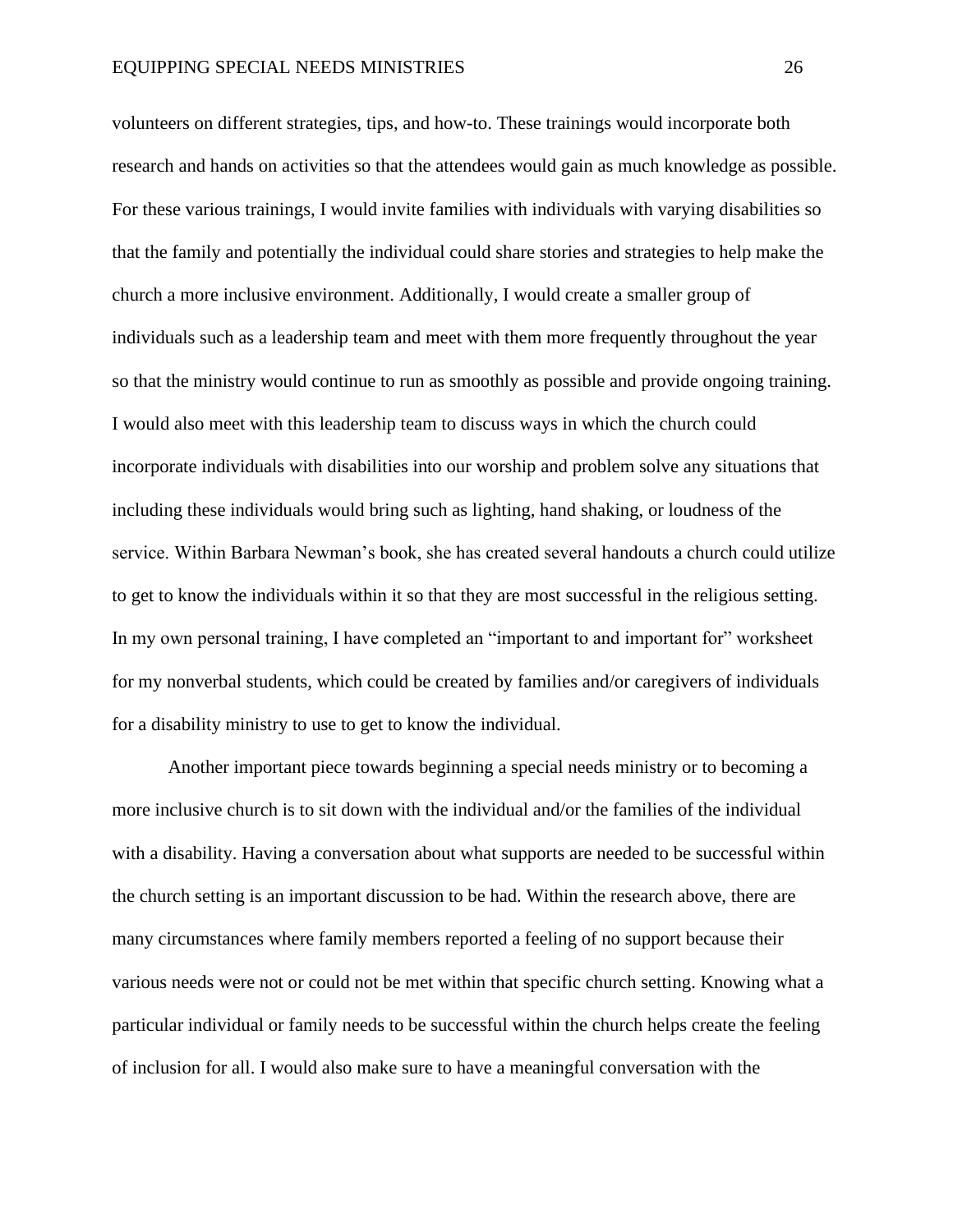volunteers on different strategies, tips, and how-to. These trainings would incorporate both research and hands on activities so that the attendees would gain as much knowledge as possible. For these various trainings, I would invite families with individuals with varying disabilities so that the family and potentially the individual could share stories and strategies to help make the church a more inclusive environment. Additionally, I would create a smaller group of individuals such as a leadership team and meet with them more frequently throughout the year so that the ministry would continue to run as smoothly as possible and provide ongoing training. I would also meet with this leadership team to discuss ways in which the church could incorporate individuals with disabilities into our worship and problem solve any situations that including these individuals would bring such as lighting, hand shaking, or loudness of the service. Within Barbara Newman's book, she has created several handouts a church could utilize to get to know the individuals within it so that they are most successful in the religious setting. In my own personal training, I have completed an "important to and important for" worksheet for my nonverbal students, which could be created by families and/or caregivers of individuals for a disability ministry to use to get to know the individual.

Another important piece towards beginning a special needs ministry or to becoming a more inclusive church is to sit down with the individual and/or the families of the individual with a disability. Having a conversation about what supports are needed to be successful within the church setting is an important discussion to be had. Within the research above, there are many circumstances where family members reported a feeling of no support because their various needs were not or could not be met within that specific church setting. Knowing what a particular individual or family needs to be successful within the church helps create the feeling of inclusion for all. I would also make sure to have a meaningful conversation with the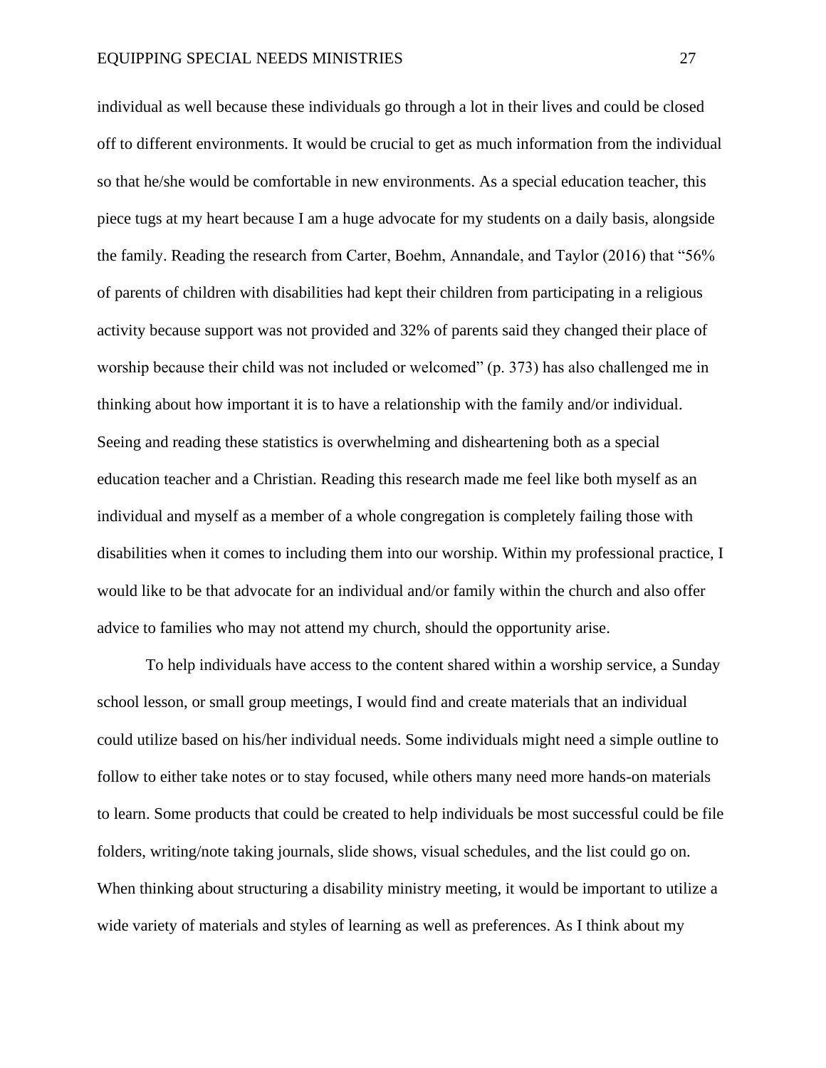individual as well because these individuals go through a lot in their lives and could be closed off to different environments. It would be crucial to get as much information from the individual so that he/she would be comfortable in new environments. As a special education teacher, this piece tugs at my heart because I am a huge advocate for my students on a daily basis, alongside the family. Reading the research from Carter, Boehm, Annandale, and Taylor (2016) that "56% of parents of children with disabilities had kept their children from participating in a religious activity because support was not provided and 32% of parents said they changed their place of worship because their child was not included or welcomed" (p. 373) has also challenged me in thinking about how important it is to have a relationship with the family and/or individual. Seeing and reading these statistics is overwhelming and disheartening both as a special education teacher and a Christian. Reading this research made me feel like both myself as an individual and myself as a member of a whole congregation is completely failing those with disabilities when it comes to including them into our worship. Within my professional practice, I would like to be that advocate for an individual and/or family within the church and also offer advice to families who may not attend my church, should the opportunity arise.

To help individuals have access to the content shared within a worship service, a Sunday school lesson, or small group meetings, I would find and create materials that an individual could utilize based on his/her individual needs. Some individuals might need a simple outline to follow to either take notes or to stay focused, while others many need more hands-on materials to learn. Some products that could be created to help individuals be most successful could be file folders, writing/note taking journals, slide shows, visual schedules, and the list could go on. When thinking about structuring a disability ministry meeting, it would be important to utilize a wide variety of materials and styles of learning as well as preferences. As I think about my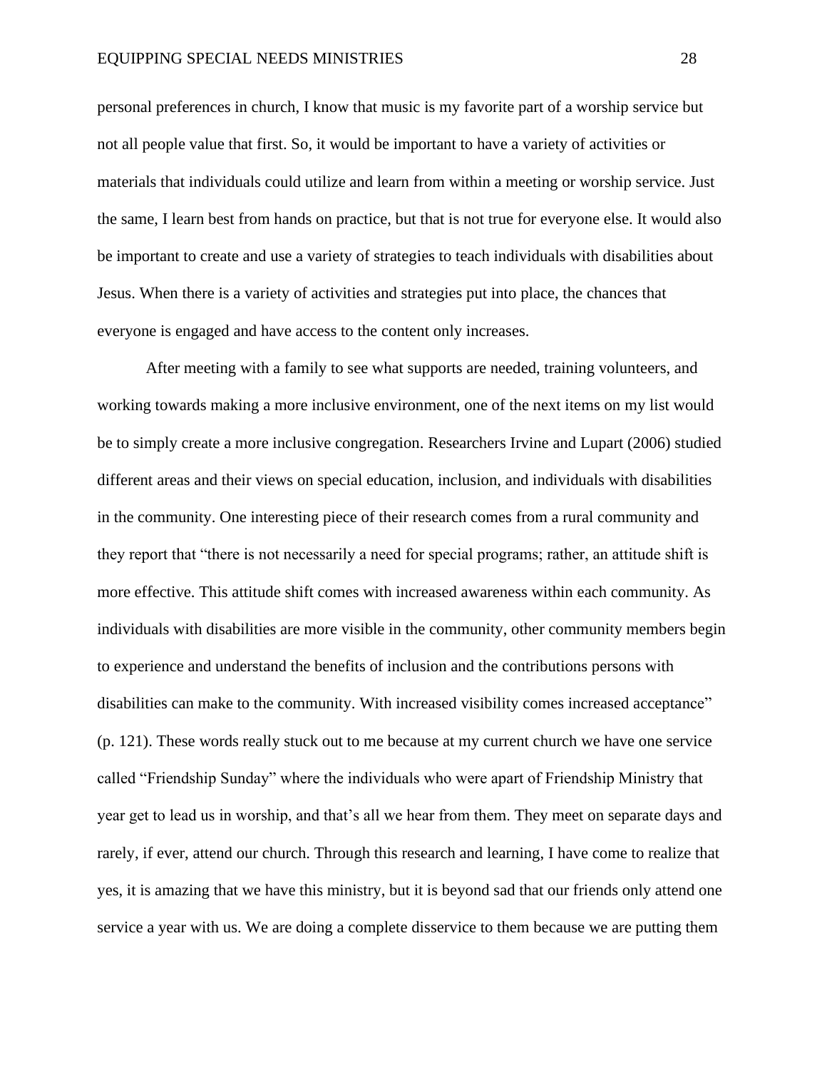personal preferences in church, I know that music is my favorite part of a worship service but not all people value that first. So, it would be important to have a variety of activities or materials that individuals could utilize and learn from within a meeting or worship service. Just the same, I learn best from hands on practice, but that is not true for everyone else. It would also be important to create and use a variety of strategies to teach individuals with disabilities about Jesus. When there is a variety of activities and strategies put into place, the chances that everyone is engaged and have access to the content only increases.

After meeting with a family to see what supports are needed, training volunteers, and working towards making a more inclusive environment, one of the next items on my list would be to simply create a more inclusive congregation. Researchers Irvine and Lupart (2006) studied different areas and their views on special education, inclusion, and individuals with disabilities in the community. One interesting piece of their research comes from a rural community and they report that "there is not necessarily a need for special programs; rather, an attitude shift is more effective. This attitude shift comes with increased awareness within each community. As individuals with disabilities are more visible in the community, other community members begin to experience and understand the benefits of inclusion and the contributions persons with disabilities can make to the community. With increased visibility comes increased acceptance" (p. 121). These words really stuck out to me because at my current church we have one service called "Friendship Sunday" where the individuals who were apart of Friendship Ministry that year get to lead us in worship, and that's all we hear from them. They meet on separate days and rarely, if ever, attend our church. Through this research and learning, I have come to realize that yes, it is amazing that we have this ministry, but it is beyond sad that our friends only attend one service a year with us. We are doing a complete disservice to them because we are putting them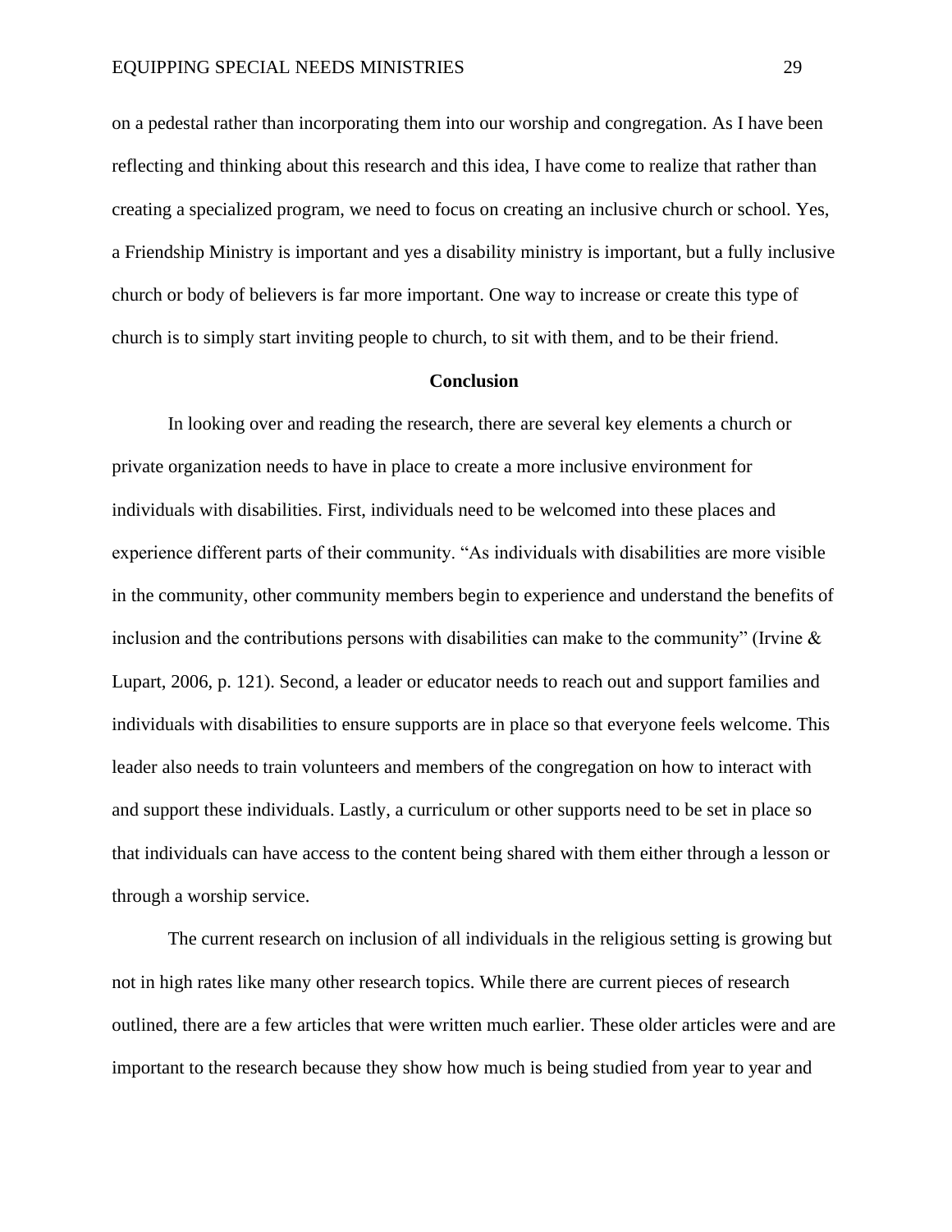on a pedestal rather than incorporating them into our worship and congregation. As I have been reflecting and thinking about this research and this idea, I have come to realize that rather than creating a specialized program, we need to focus on creating an inclusive church or school. Yes, a Friendship Ministry is important and yes a disability ministry is important, but a fully inclusive church or body of believers is far more important. One way to increase or create this type of church is to simply start inviting people to church, to sit with them, and to be their friend.

## Conclusion

In looking over and reading the research, there are several key elements a church or private organization needs to have in place to create a more inclusive environment for individuals with disabilities. First, individuals need to be welcomed into these places and experience different parts of their community. "As individuals with disabilities are more visible in the community, other community members begin to experience and understand the benefits of inclusion and the contributions persons with disabilities can make to the community" (Irvine & Lupart, 2006, p. 121). Second, a leader or educator needs to reach out and support families and individuals with disabilities to ensure supports are in place so that everyone feels welcome. This leader also needs to train volunteers and members of the congregation on how to interact with and support these individuals. Lastly, a curriculum or other supports need to be set in place so that individuals can have access to the content being shared with them either through a lesson or through a worship service.

The current research on inclusion of all individuals in the religious setting is growing but not in high rates like many other research topics. While there are current pieces of research outlined, there are a few articles that were written much earlier. These older articles were and are important to the research because they show how much is being studied from year to year and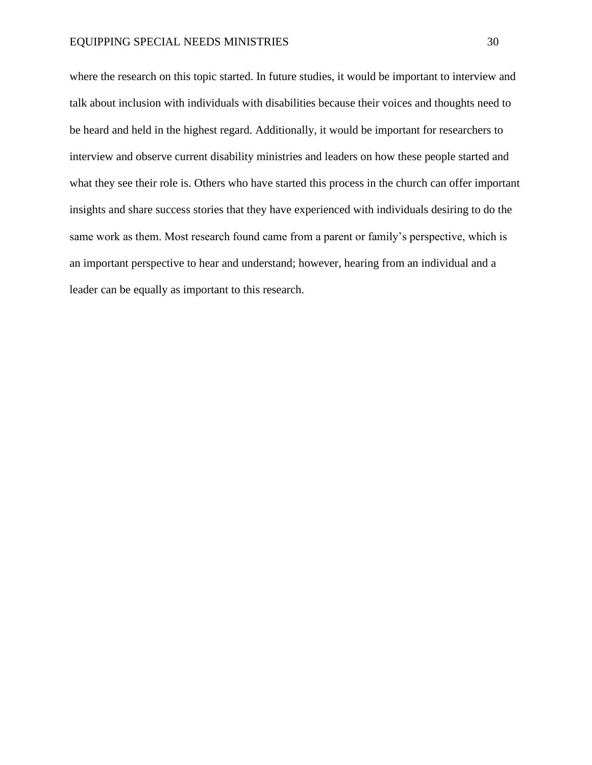where the research on this topic started. In future studies, it would be important to interview and talk about inclusion with individuals with disabilities because their voices and thoughts need to be heard and held in the highest regard. Additionally, it would be important for researchers to interview and observe current disability ministries and leaders on how these people started and what they see their role is. Others who have started this process in the church can offer important insights and share success stories that they have experienced with individuals desiring to do the same work as them. Most research found came from a parent or family's perspective, which is an important perspective to hear and understand; however, hearing from an individual and a leader can be equally as important to this research.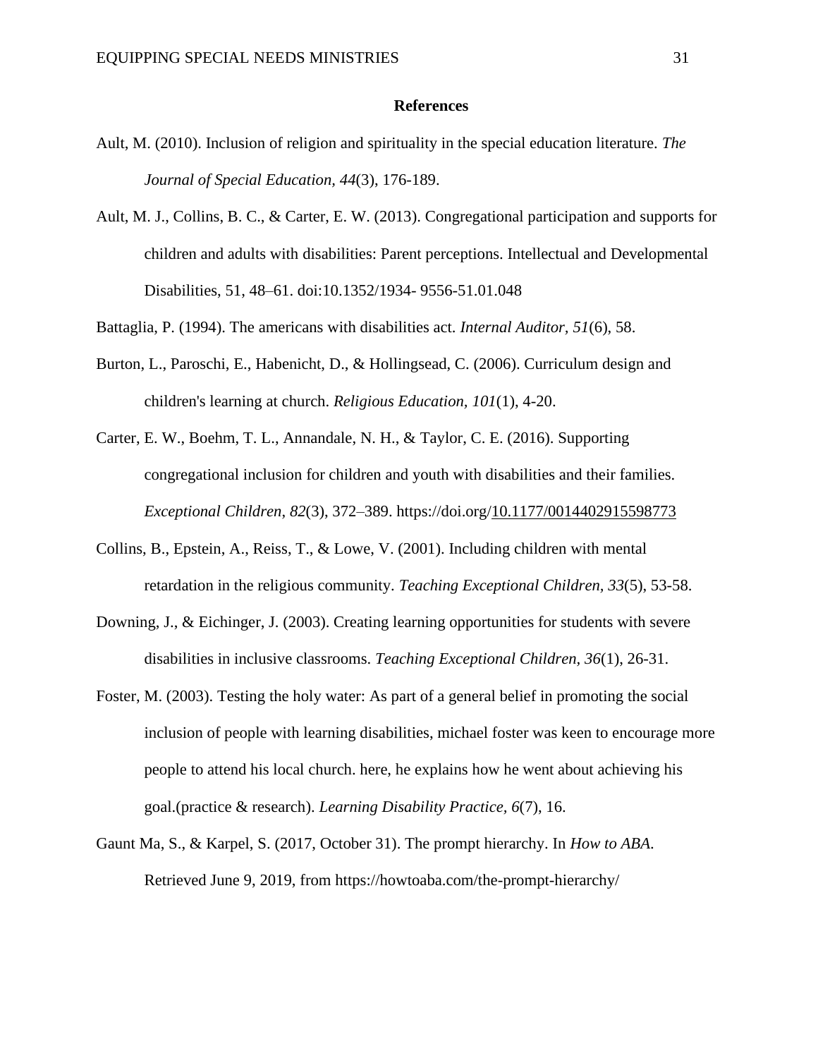**References**

Ault, M. (2010). Inclusion of religion and spirituality in the special education literature. *The Journal of Special Education, 44*(3), 176-189.

Ault, M. J., Collins, B. C., & Carter, E. W. (2013). Congregational participation and supports for children and adults with disabilities: Parent perceptions. Intellectual and Developmental Disabilities, 51, 48–61. doi:10.1352/1934- 9556-51.01.048

Battaglia, P. (1994). The americans with disabilities act. *Internal Auditor*, *51*(6), 58.

Burton, L., Paroschi, E., Habenicht, D., & Hollingsead, C. (2006). Curriculum design and children's learning at church. *Religious Education*, *101*(1), 4-20.

Carter, E. W., Boehm, T. L., Annandale, N. H., & Taylor, C. E. (2016). Supporting congregational inclusion for children and youth with disabilities and their families. *Exceptional Children*, *82*(3), 372–389. https://doi.org/10.1177/0014402915598773

Collins, B., Epstein, A., Reiss, T., & Lowe, V. (2001). Including children with mental retardation in the religious community. *Teaching Exceptional Children*, *33*(5), 53-58.

Downing, J., & Eichinger, J. (2003). Creating learning opportunities for students with severe disabilities in inclusive classrooms. *Teaching Exceptional Children, 36*(1), 26-31.

Foster, M. (2003). Testing the holy water: As part of a general belief in promoting the social inclusion of people with learning disabilities, michael foster was keen to encourage more people to attend his local church. here, he explains how he went about achieving his goal.(practice & research). *Learning Disability Practice*, *6*(7), 16.

Gaunt Ma, S., & Karpel, S. (2017, October 31). The prompt hierarchy. In *How to ABA*. Retrieved June 9, 2019, from https://howtoaba.com/the-prompt-hierarchy/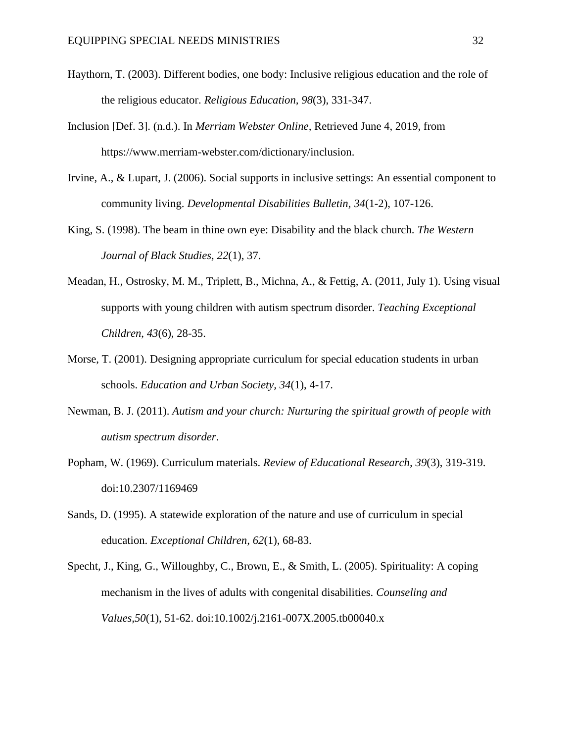Haythorn, T. (2003). Different bodies, one body: Inclusive religious education and the role of the religious educator. *Religious Education*, *98*(3), 331-347.

Inclusion [Def. 3]. (n.d.). In *Merriam Webster Online*, Retrieved June 4, 2019, from https://www.merriam-webster.com/dictionary/inclusion.

Irvine, A., & Lupart, J. (2006). Social supports in inclusive settings: An essential component to community living. *Developmental Disabilities Bulletin*, *34*(1-2), 107-126.

King, S. (1998). The beam in thine own eye: Disability and the black church. *The Western Journal of Black Studies, 22*(1), 37.

Meadan, H., Ostrosky, M. M., Triplett, B., Michna, A., & Fettig, A. (2011, July 1). Using visual supports with young children with autism spectrum disorder. *Teaching Exceptional Children*, *43*(6), 28-35.

Morse, T. (2001). Designing appropriate curriculum for special education students in urban schools. *Education and Urban Society, 34*(1), 4-17.

Newman, B. J. (2011). *Autism and your church: Nurturing the spiritual growth of people with autism spectrum disorder*.

Popham, W. (1969). Curriculum materials. *Review of Educational Research, 39*(3), 319-319. doi:10.2307/1169469

Sands, D. (1995). A statewide exploration of the nature and use of curriculum in special education. *Exceptional Children, 62*(1), 68-83.

Specht, J., King, G., Willoughby, C., Brown, E., & Smith, L. (2005). Spirituality: A coping mechanism in the lives of adults with congenital disabilities. *Counseling and Values,50*(1), 51-62. doi:10.1002/j.2161-007X.2005.tb00040.x